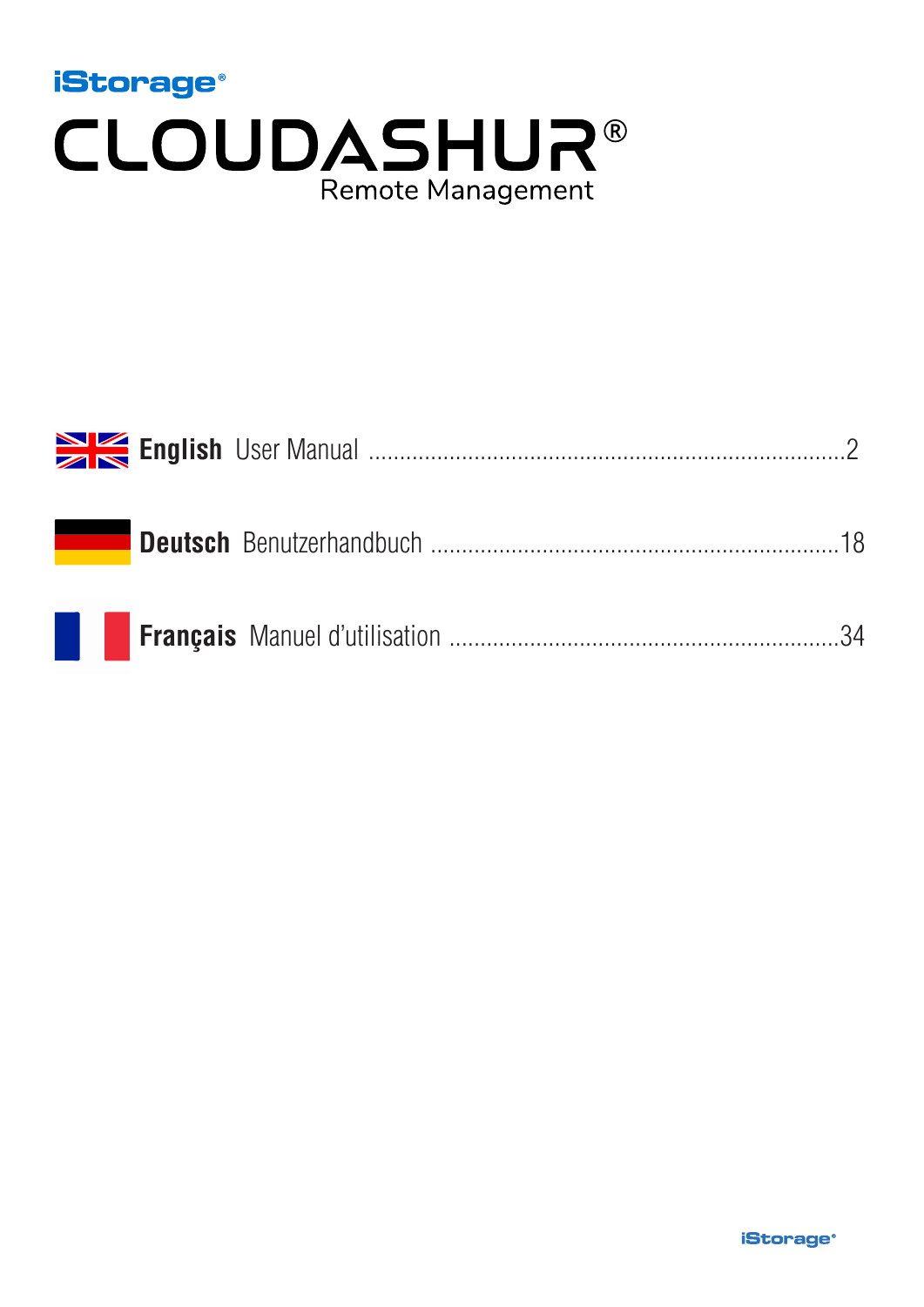iStorage®

# CLOUDASHUR®

Remote Management

**English** User Manual ........................................................................2

**Deutsch** Benutzerhandbuch ..............................................................18

**Français** Manuel d'utilisation .........................................................34

iStorage®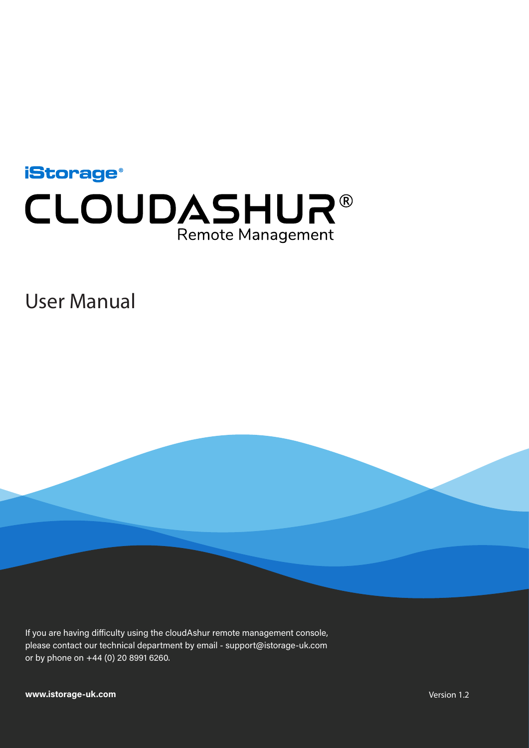# iStorage®

# CLOUDASHUR®

## Remote Management

# User Manual

If you are having difficulty using the cloudAshur remote management console, please contact our technical department by email - support@istorage-uk.com or by phone on +44 (0) 20 8991 6260.

**www.istorage-uk.com**

Version 1.2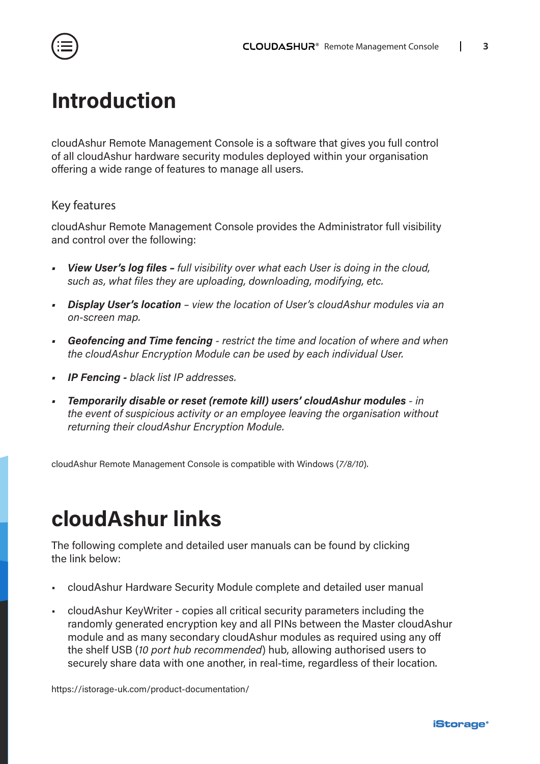# Introduction

cloudAshur Remote Management Console is a software that gives you full control of all cloudAshur hardware security modules deployed within your organisation offering a wide range of features to manage all users.

## Key features

cloudAshur Remote Management Console provides the Administrator full visibility and control over the following:

- ***View User's log files –*** *full visibility over what each User is doing in the cloud, such as, what files they are uploading, downloading, modifying, etc.*
- ***Display User's location*** *– view the location of User's cloudAshur modules via an on-screen map.*
- ***Geofencing and Time fencing*** *- restrict the time and location of where and when the cloudAshur Encryption Module can be used by each individual User.*
- ***IP Fencing -*** *black list IP addresses.*
- ***Temporarily disable or reset (remote kill) users' cloudAshur modules*** *- in the event of suspicious activity or an employee leaving the organisation without returning their cloudAshur Encryption Module.*

cloudAshur Remote Management Console is compatible with Windows (*7/8/10*).

# cloudAshur links

The following complete and detailed user manuals can be found by clicking the link below:

- cloudAshur Hardware Security Module complete and detailed user manual
- cloudAshur KeyWriter - copies all critical security parameters including the randomly generated encryption key and all PINs between the Master cloudAshur module and as many secondary cloudAshur modules as required using any off the shelf USB (*10 port hub recommended*) hub, allowing authorised users to securely share data with one another, in real-time, regardless of their location.

https://istorage-uk.com/product-documentation/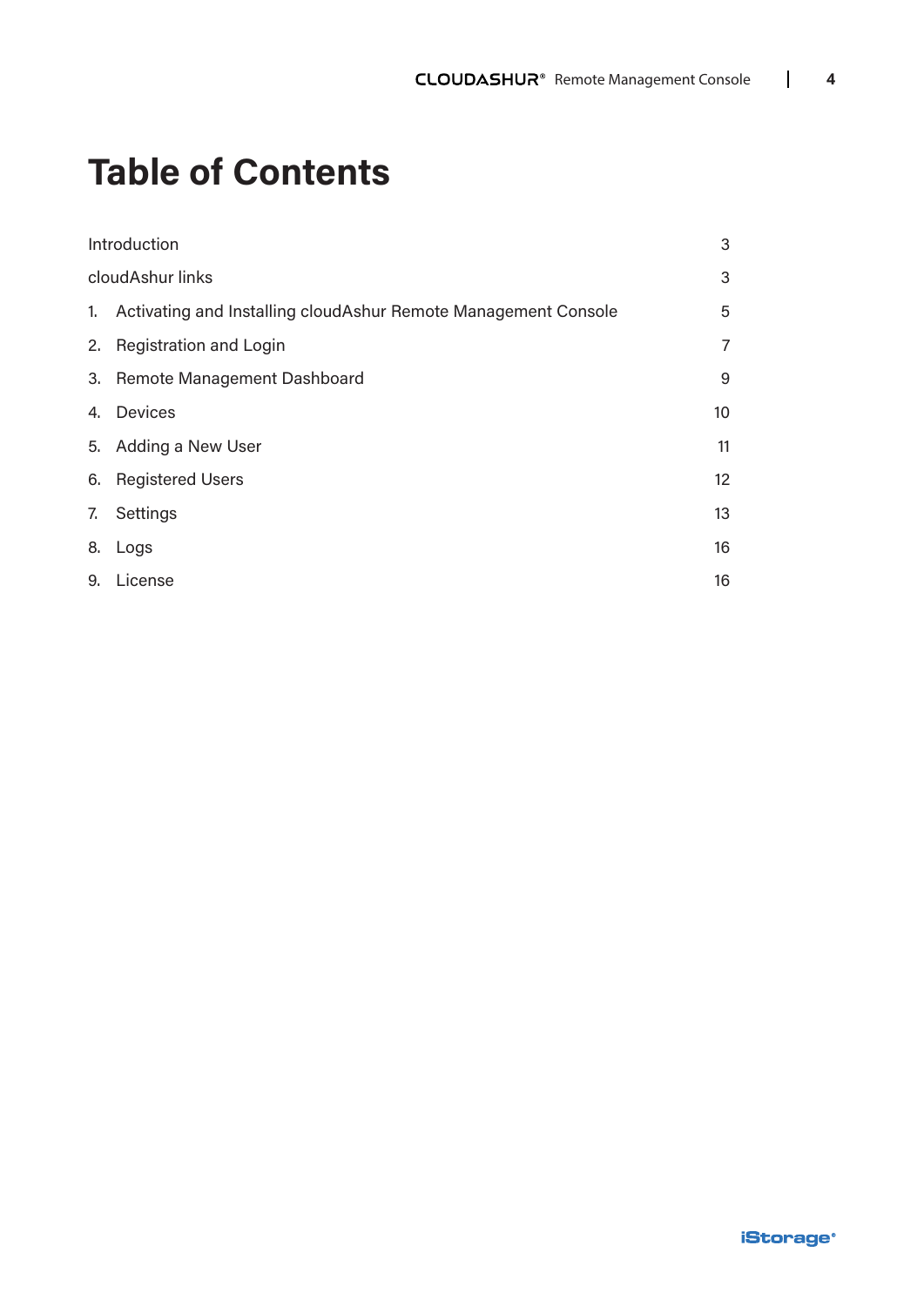# Table of Contents

| | |
|---|---|
| Introduction | 3 |
| cloudAshur links | 3 |
| 1. Activating and Installing cloudAshur Remote Management Console | 5 |
| 2. Registration and Login | 7 |
| 3. Remote Management Dashboard | 9 |
| 4. Devices | 10 |
| 5. Adding a New User | 11 |
| 6. Registered Users | 12 |
| 7. Settings | 13 |
| 8. Logs | 16 |
| 9. License | 16 |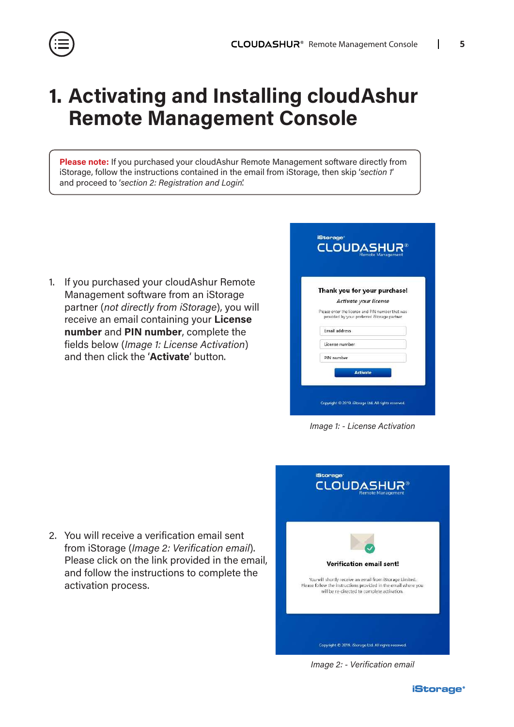# 1. Activating and Installing cloudAshur Remote Management Console

**Please note:** If you purchased your cloudAshur Remote Management software directly from iStorage, follow the instructions contained in the email from iStorage, then skip *'section 1'* and proceed to *'section 2: Registration and Login'*.

1. If you purchased your cloudAshur Remote Management software from an iStorage partner (*not directly from iStorage*), you will receive an email containing your **License number** and **PIN number**, complete the fields below (*Image 1: License Activation*) and then click the '**Activate**' button.

*Image 1: - License Activation*

2. You will receive a verification email sent from iStorage (*Image 2: Verification email*). Please click on the link provided in the email, and follow the instructions to complete the activation process.

*Image 2: - Verification email*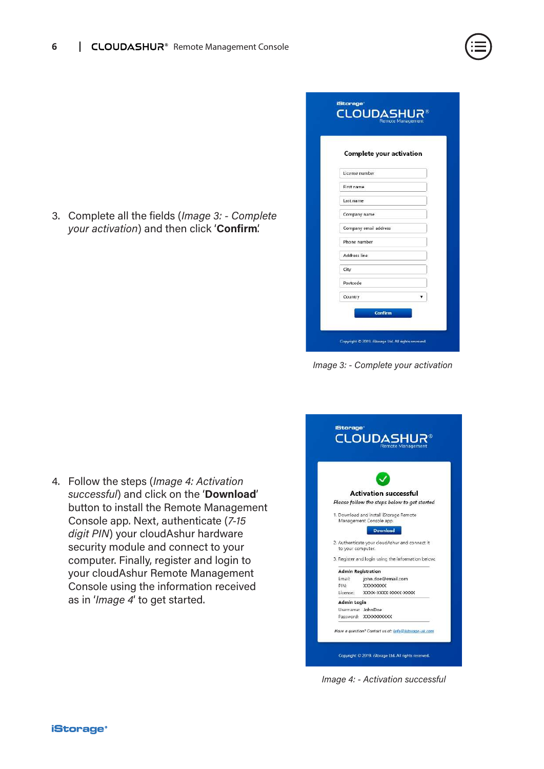3. Complete all the fields (*Image 3: - Complete your activation*) and then click '**Confirm**'.

*Image 3: - Complete your activation*

4. Follow the steps (*Image 4: Activation successful*) and click on the '**Download**' button to install the Remote Management Console app. Next, authenticate (*7-15 digit PIN*) your cloudAshur hardware security module and connect to your computer. Finally, register and login to your cloudAshur Remote Management Console using the information received as in '*Image 4*' to get started.

*Image 4: - Activation successful*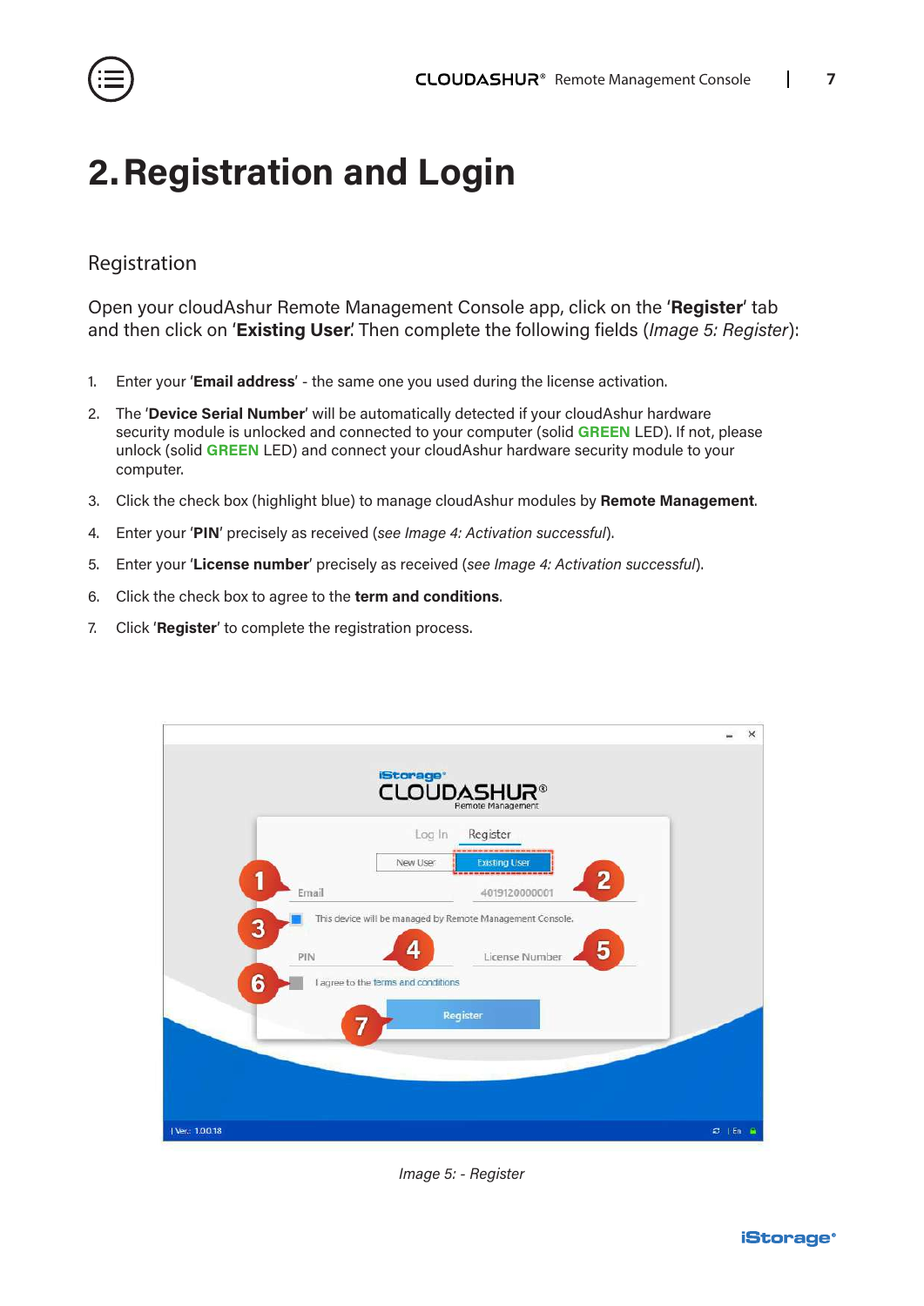# 2. Registration and Login

## Registration

Open your cloudAshur Remote Management Console app, click on the '**Register**' tab and then click on '**Existing User**'. Then complete the following fields (*Image 5: Register*):

1. Enter your '**Email address**' - the same one you used during the license activation.
2. The '**Device Serial Number**' will be automatically detected if your cloudAshur hardware security module is unlocked and connected to your computer (solid **GREEN** LED). If not, please unlock (solid **GREEN** LED) and connect your cloudAshur hardware security module to your computer.
3. Click the check box (highlight blue) to manage cloudAshur modules by **Remote Management**.
4. Enter your '**PIN**' precisely as received (*see Image 4: Activation successful*).
5. Enter your '**License number**' precisely as received (*see Image 4: Activation successful*).
6. Click the check box to agree to the **term and conditions**.
7. Click '**Register**' to complete the registration process.

*Image 5: - Register*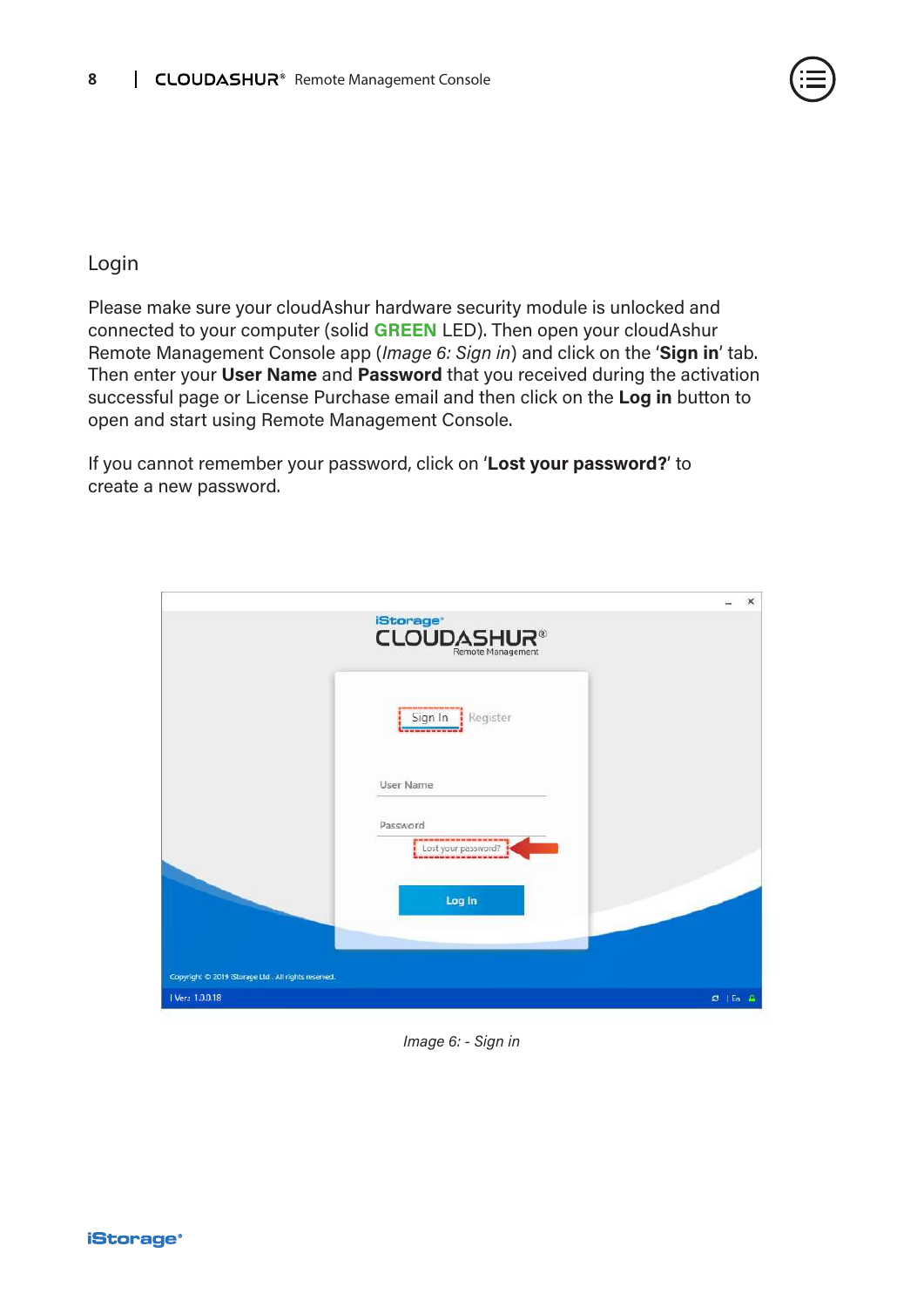## Login

Please make sure your cloudAshur hardware security module is unlocked and connected to your computer (solid **GREEN** LED). Then open your cloudAshur Remote Management Console app (*Image 6: Sign in*) and click on the '**Sign in**' tab. Then enter your **User Name** and **Password** that you received during the activation successful page or License Purchase email and then click on the **Log in** button to open and start using Remote Management Console.

If you cannot remember your password, click on '**Lost your password?**' to create a new password.

*Image 6: - Sign in*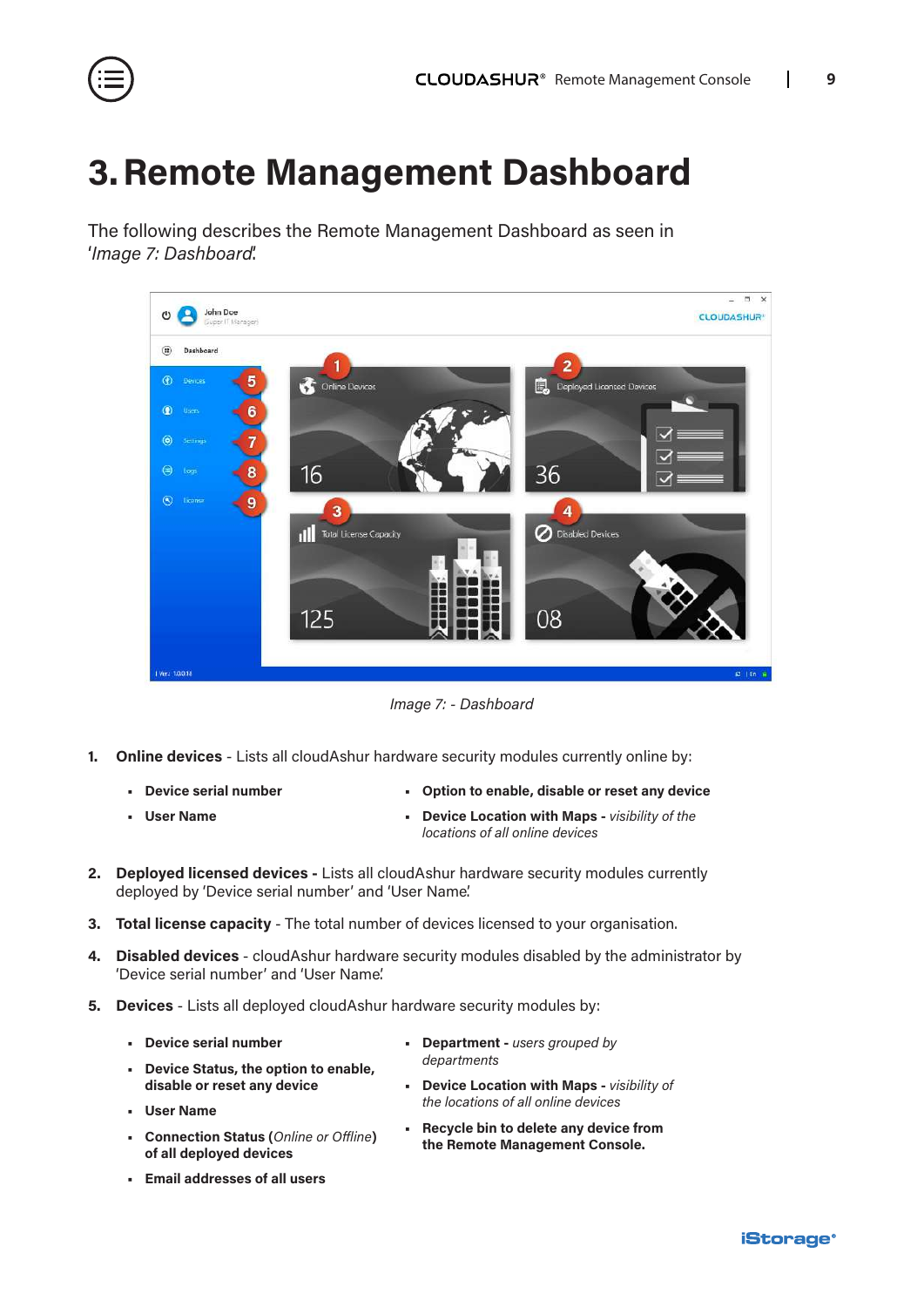# 3. Remote Management Dashboard

The following describes the Remote Management Dashboard as seen in '*Image 7: Dashboard*'.

*Image 7: - Dashboard*

1. **Online devices** - Lists all cloudAshur hardware security modules currently online by:
   - **Device serial number**
   - **User Name**
   - **Option to enable, disable or reset any device**
   - **Device Location with Maps -** *visibility of the locations of all online devices*
2. **Deployed licensed devices -** Lists all cloudAshur hardware security modules currently deployed by 'Device serial number' and 'User Name'.
3. **Total license capacity** - The total number of devices licensed to your organisation.
4. **Disabled devices** - cloudAshur hardware security modules disabled by the administrator by 'Device serial number' and 'User Name'.
5. **Devices** - Lists all deployed cloudAshur hardware security modules by:
   - **Device serial number**
   - **Device Status, the option to enable, disable or reset any device**
   - **User Name**
   - **Connection Status (***Online or Offline***) of all deployed devices**
   - **Email addresses of all users**
   - **Department -** *users grouped by departments*
   - **Device Location with Maps -** *visibility of the locations of all online devices*
   - **Recycle bin to delete any device from the Remote Management Console.**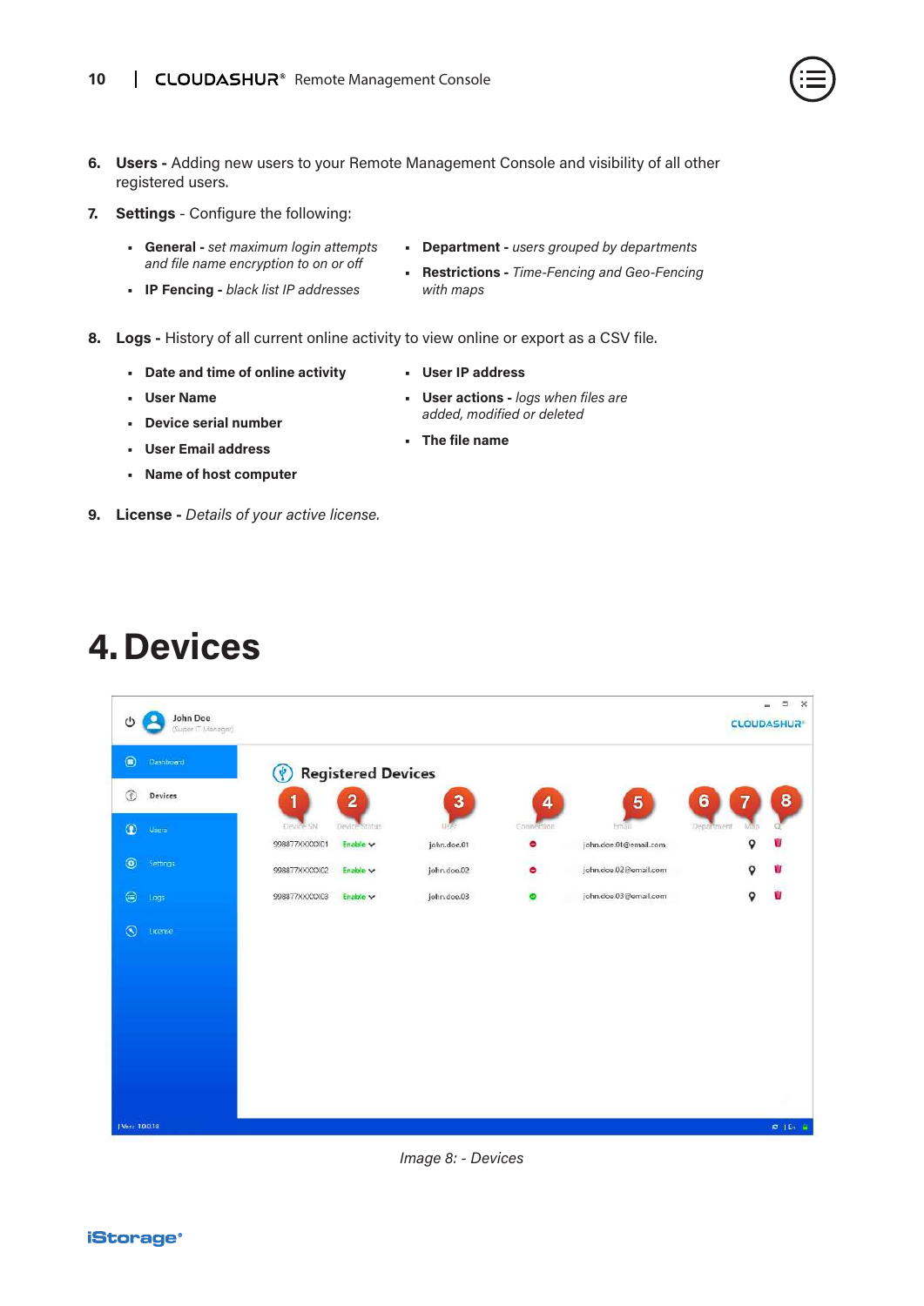6. **Users -** Adding new users to your Remote Management Console and visibility of all other registered users.

7. **Settings** - Configure the following:

    - **General -** *set maximum login attempts and file name encryption to on or off*
    - **IP Fencing -** *black list IP addresses*
    - **Department -** *users grouped by departments*
    - **Restrictions -** *Time-Fencing and Geo-Fencing with maps*

8. **Logs -** History of all current online activity to view online or export as a CSV file.

    - **Date and time of online activity**
    - **User Name**
    - **Device serial number**
    - **User Email address**
    - **Name of host computer**
    - **User IP address**
    - **User actions -** *logs when files are added, modified or deleted*
    - **The file name**

9. **License -** *Details of your active license.*

# 4. Devices

*Image 8: - Devices*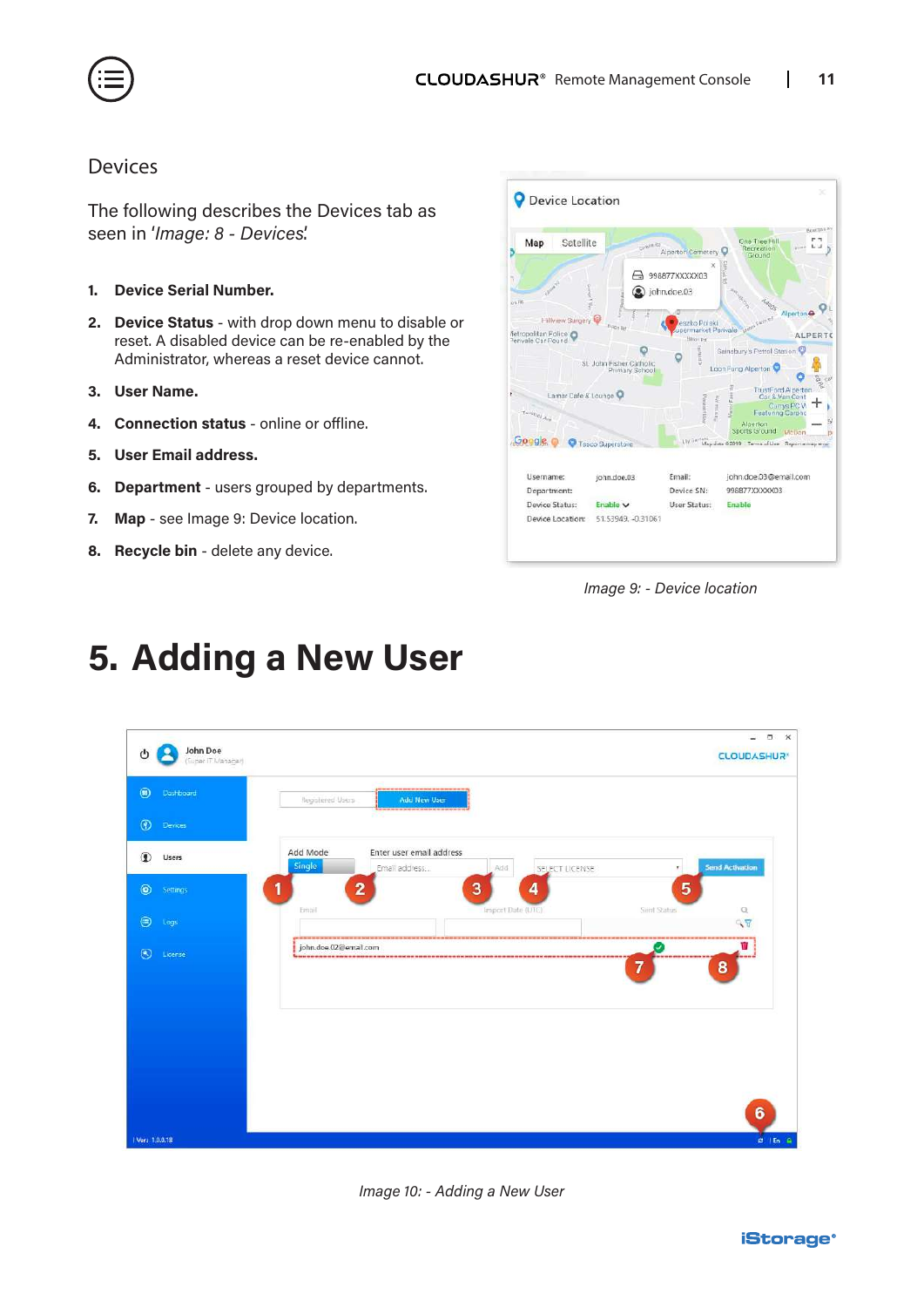## Devices

The following describes the Devices tab as seen in '*Image: 8 - Devices*'.

1. **Device Serial Number.**
2. **Device Status** - with drop down menu to disable or reset. A disabled device can be re-enabled by the Administrator, whereas a reset device cannot.
3. **User Name.**
4. **Connection status** - online or offline.
5. **User Email address.**
6. **Department** - users grouped by departments.
7. **Map** - see Image 9: Device location.
8. **Recycle bin** - delete any device.

*Image 9: - Device location*

# 5. Adding a New User

*Image 10: - Adding a New User*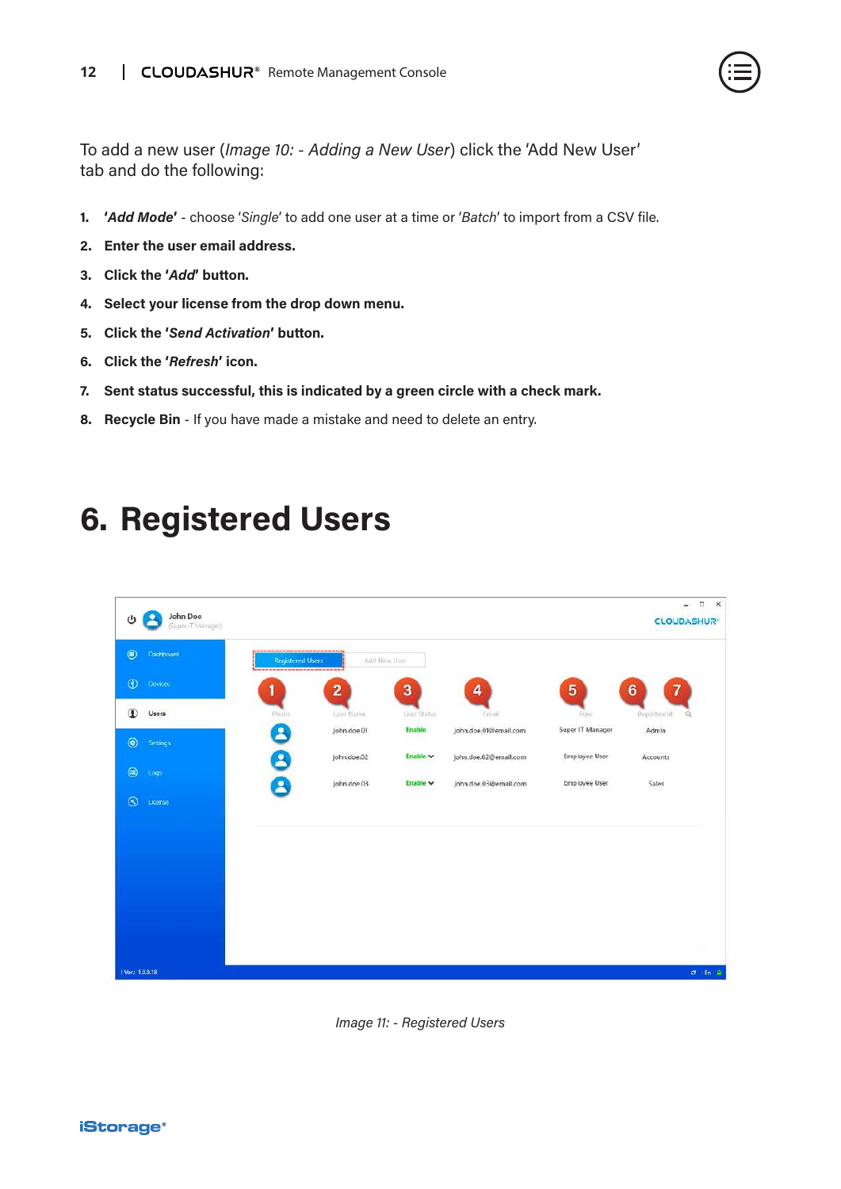To add a new user (*Image 10: - Adding a New User*) click the 'Add New User' tab and do the following:

1. ***'Add Mode'*** - choose '*Single*' to add one user at a time or '*Batch*' to import from a CSV file.
2. **Enter the user email address.**
3. **Click the '*Add*' button.**
4. **Select your license from the drop down menu.**
5. **Click the '*Send Activation*' button.**
6. **Click the '*Refresh*' icon.**
7. **Sent status successful, this is indicated by a green circle with a check mark.**
8. **Recycle Bin** - If you have made a mistake and need to delete an entry.

# 6. Registered Users

*Image 11: - Registered Users*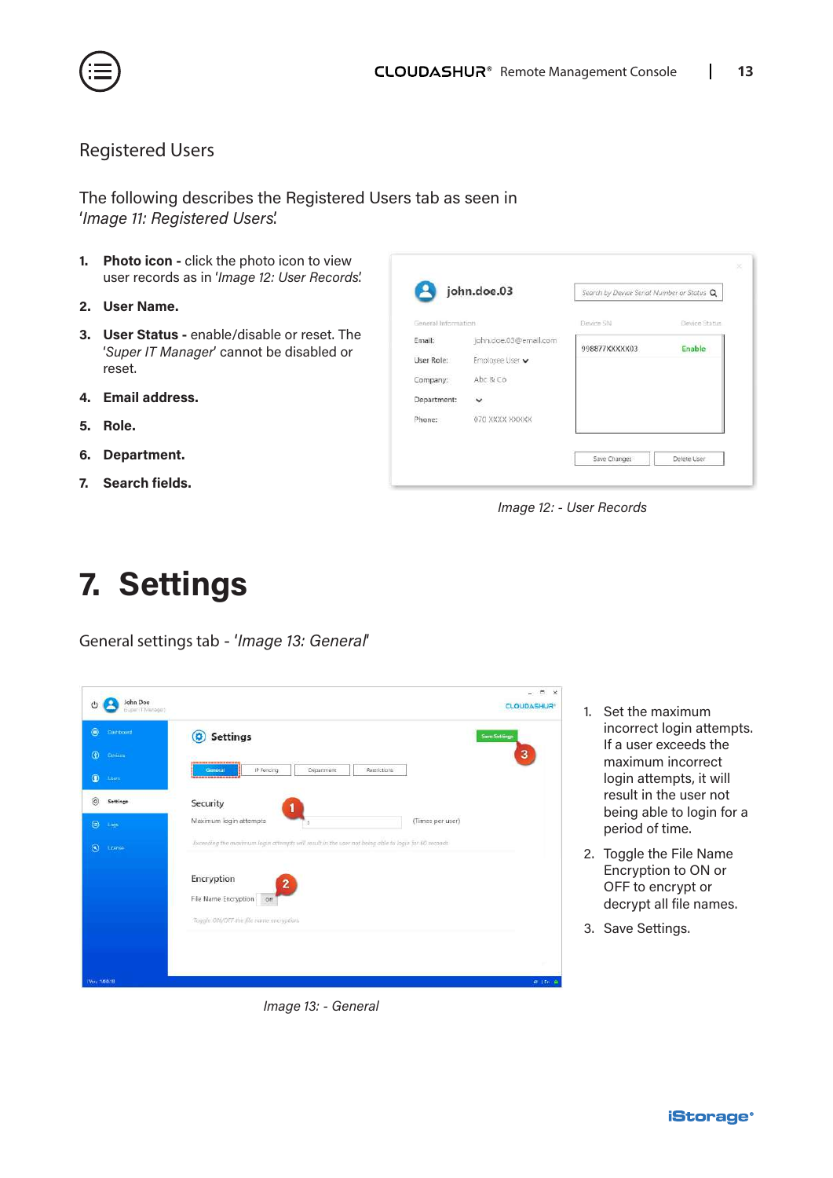## Registered Users

The following describes the Registered Users tab as seen in '*Image 11: Registered Users*'.

1. **Photo icon -** click the photo icon to view user records as in '*Image 12: User Records*'.
2. **User Name.**
3. **User Status -** enable/disable or reset. The '*Super IT Manager*' cannot be disabled or reset.
4. **Email address.**
5. **Role.**
6. **Department.**
7. **Search fields.**

*Image 12: - User Records*

# 7. Settings

General settings tab - '*Image 13: General*'

*Image 13: - General*

1. Set the maximum incorrect login attempts. If a user exceeds the maximum incorrect login attempts, it will result in the user not being able to login for a period of time.
2. Toggle the File Name Encryption to ON or OFF to encrypt or decrypt all file names.
3. Save Settings.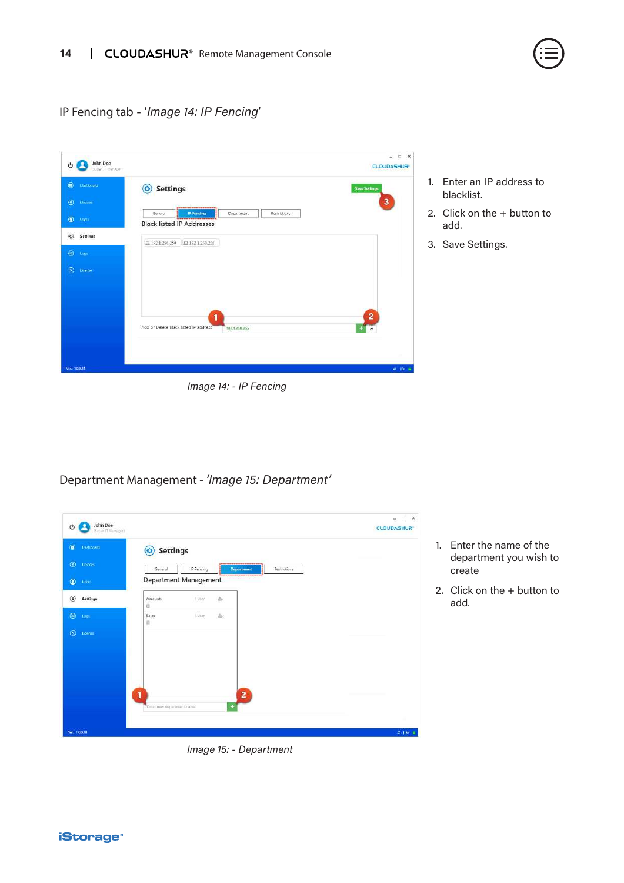IP Fencing tab - '*Image 14: IP Fencing*'

1. Enter an IP address to blacklist.
2. Click on the + button to add.
3. Save Settings.

*Image 14: - IP Fencing*

Department Management - *'Image 15: Department'*

1. Enter the name of the department you wish to create
2. Click on the + button to add.

*Image 15: - Department*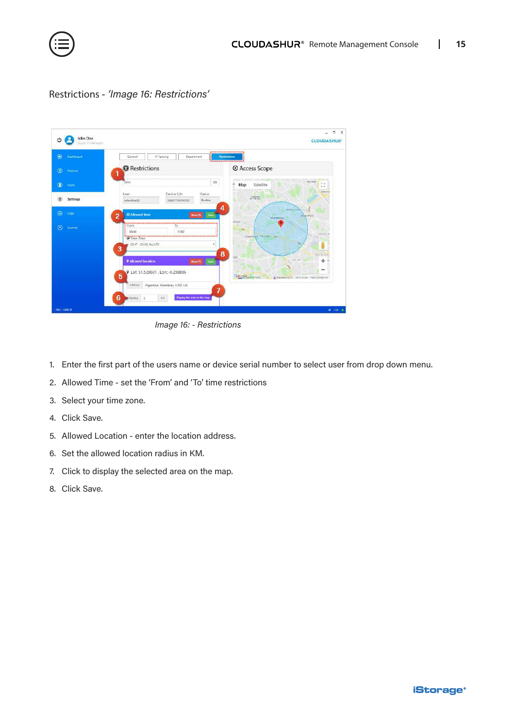Restrictions - *'Image 16: Restrictions'*

*Image 16: - Restrictions*

1. Enter the first part of the users name or device serial number to select user from drop down menu.
2. Allowed Time - set the 'From' and 'To' time restrictions
3. Select your time zone.
4. Click Save.
5. Allowed Location - enter the location address.
6. Set the allowed location radius in KM.
7. Click to display the selected area on the map.
8. Click Save.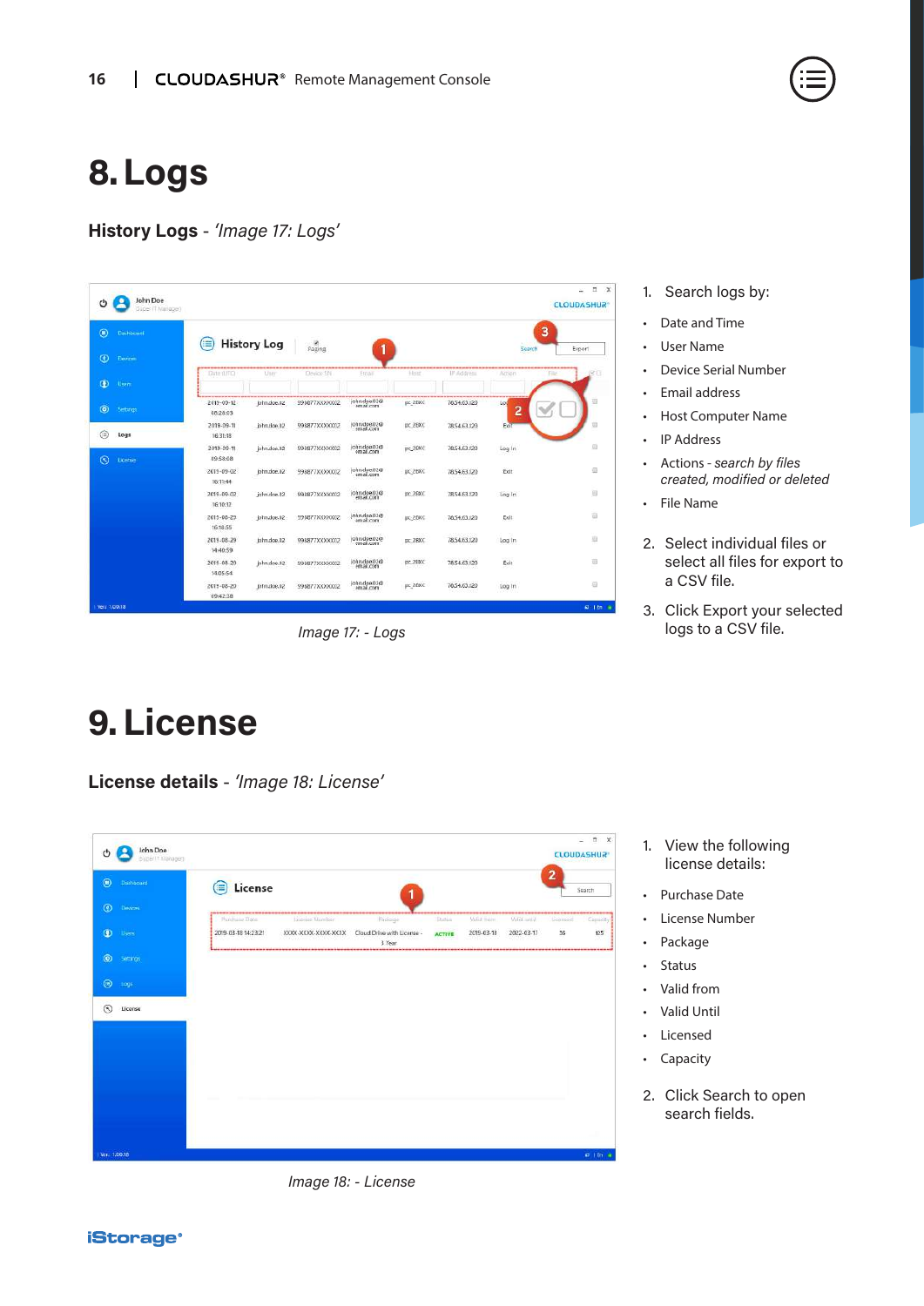# 8. Logs

**History Logs** - *'Image 17: Logs'*

Image 17: - Logs

1. Search logs by:

- Date and Time
- User Name
- Device Serial Number
- Email address
- Host Computer Name
- IP Address
- Actions - *search by files created, modified or deleted*
- File Name

2. Select individual files or select all files for export to a CSV file.

3. Click Export your selected logs to a CSV file.

# 9. License

**License details** - *'Image 18: License'*

Image 18: - License

1. View the following license details:

- Purchase Date
- License Number
- Package
- Status
- Valid from
- Valid Until
- Licensed
- Capacity

2. Click Search to open search fields.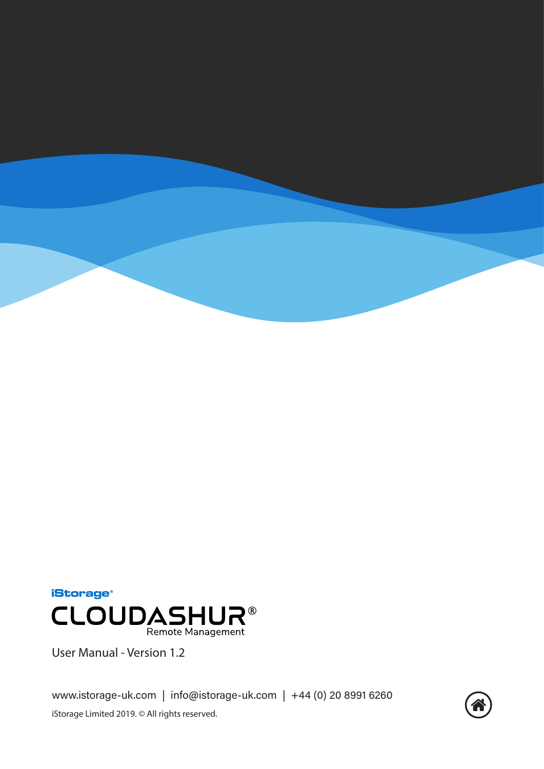iStorage®

# CLOUDASHUR®

Remote Management

User Manual - Version 1.2

www.istorage-uk.com | info@istorage-uk.com | +44 (0) 20 8991 6260

iStorage Limited 2019. © All rights reserved.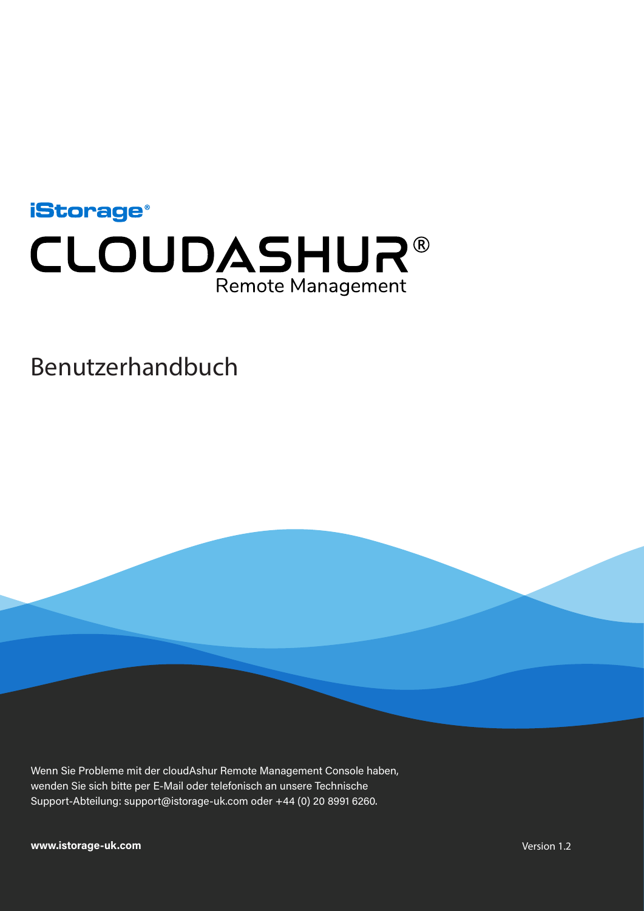iStorage®

# CLOUDASHUR®

Remote Management

## Benutzerhandbuch

Wenn Sie Probleme mit der cloudAshur Remote Management Console haben, wenden Sie sich bitte per E-Mail oder telefonisch an unsere Technische Support-Abteilung: support@istorage-uk.com oder +44 (0) 20 8991 6260.

**www.istorage-uk.com**

Version 1.2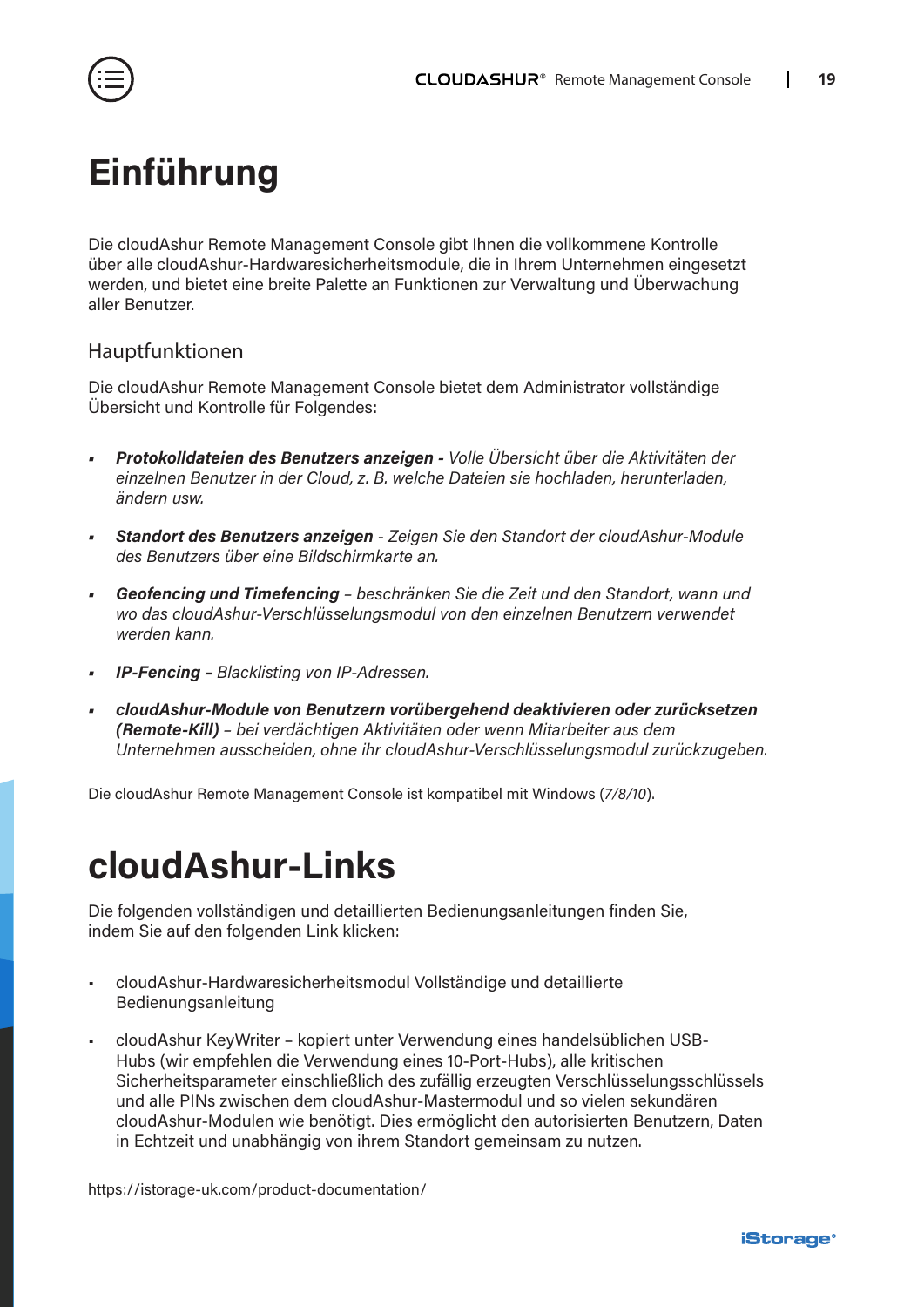# Einführung

Die cloudAshur Remote Management Console gibt Ihnen die vollkommene Kontrolle über alle cloudAshur-Hardwaresicherheitsmodule, die in Ihrem Unternehmen eingesetzt werden, und bietet eine breite Palette an Funktionen zur Verwaltung und Überwachung aller Benutzer.

## Hauptfunktionen

Die cloudAshur Remote Management Console bietet dem Administrator vollständige Übersicht und Kontrolle für Folgendes:

- ***Protokolldateien des Benutzers anzeigen -*** *Volle Übersicht über die Aktivitäten der einzelnen Benutzer in der Cloud, z. B. welche Dateien sie hochladen, herunterladen, ändern usw.*
- ***Standort des Benutzers anzeigen*** *- Zeigen Sie den Standort der cloudAshur-Module des Benutzers über eine Bildschirmkarte an.*
- ***Geofencing und Timefencing*** *– beschränken Sie die Zeit und den Standort, wann und wo das cloudAshur-Verschlüsselungsmodul von den einzelnen Benutzern verwendet werden kann.*
- ***IP-Fencing –*** *Blacklisting von IP-Adressen.*
- ***cloudAshur-Module von Benutzern vorübergehend deaktivieren oder zurücksetzen (Remote-Kill)*** *– bei verdächtigen Aktivitäten oder wenn Mitarbeiter aus dem Unternehmen ausscheiden, ohne ihr cloudAshur-Verschlüsselungsmodul zurückzugeben.*

Die cloudAshur Remote Management Console ist kompatibel mit Windows (*7/8/10*).

# cloudAshur-Links

Die folgenden vollständigen und detaillierten Bedienungsanleitungen finden Sie, indem Sie auf den folgenden Link klicken:

- cloudAshur-Hardwaresicherheitsmodul Vollständige und detaillierte Bedienungsanleitung
- cloudAshur KeyWriter – kopiert unter Verwendung eines handelsüblichen USB-Hubs (wir empfehlen die Verwendung eines 10-Port-Hubs), alle kritischen Sicherheitsparameter einschließlich des zufällig erzeugten Verschlüsselungsschlüssels und alle PINs zwischen dem cloudAshur-Mastermodul und so vielen sekundären cloudAshur-Modulen wie benötigt. Dies ermöglicht den autorisierten Benutzern, Daten in Echtzeit und unabhängig von ihrem Standort gemeinsam zu nutzen.

https://istorage-uk.com/product-documentation/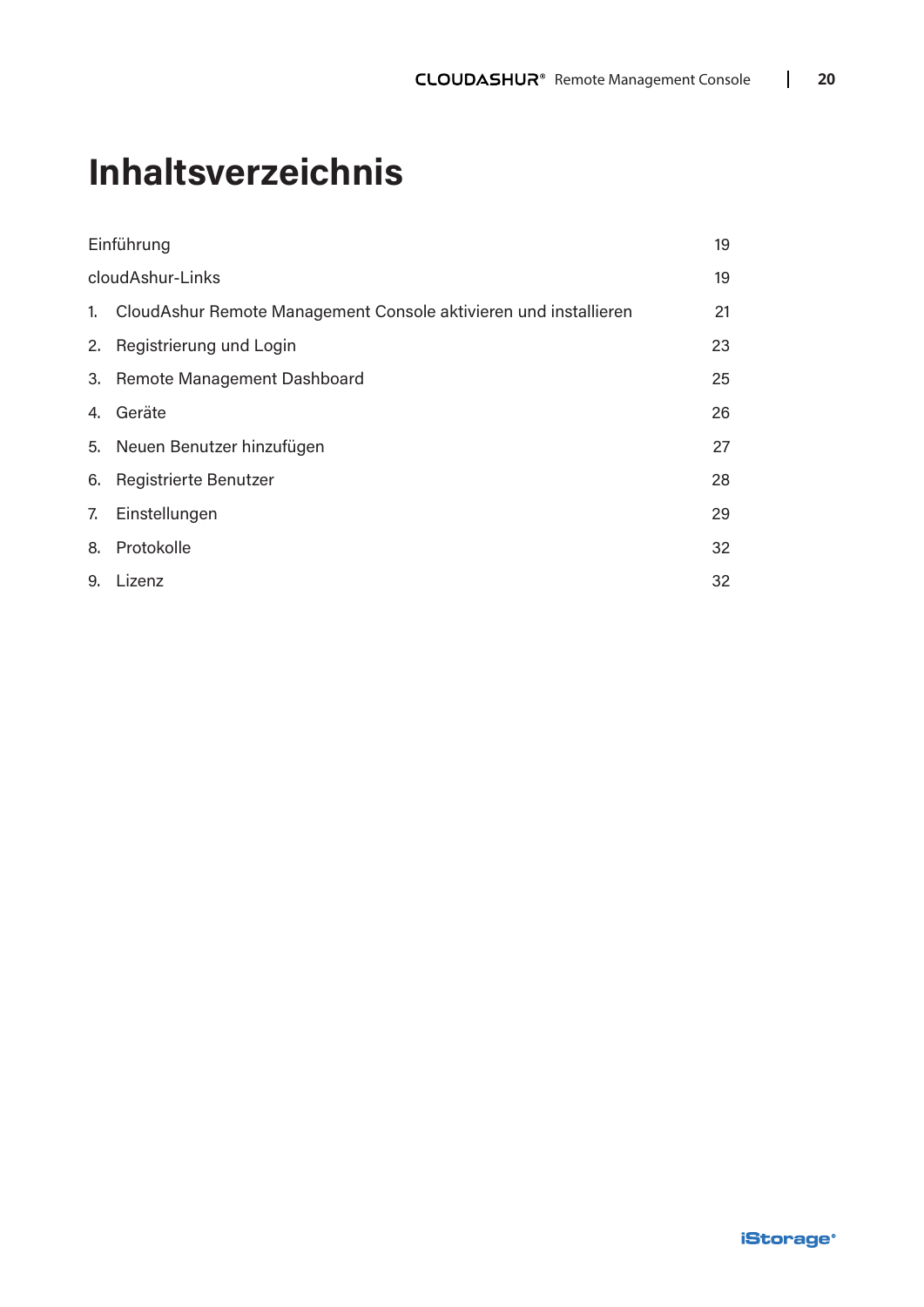# Inhaltsverzeichnis

| | |
|---|---|
| Einführung | 19 |
| cloudAshur-Links | 19 |
| 1. CloudAshur Remote Management Console aktivieren und installieren | 21 |
| 2. Registrierung und Login | 23 |
| 3. Remote Management Dashboard | 25 |
| 4. Geräte | 26 |
| 5. Neuen Benutzer hinzufügen | 27 |
| 6. Registrierte Benutzer | 28 |
| 7. Einstellungen | 29 |
| 8. Protokolle | 32 |
| 9. Lizenz | 32 |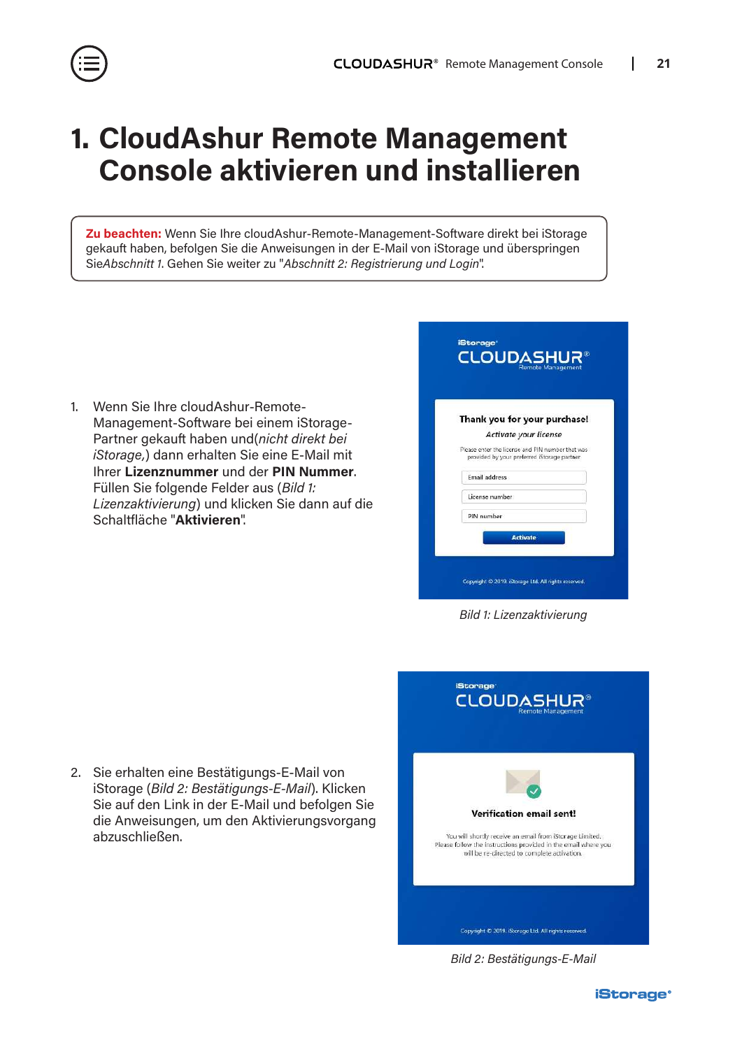# 1. CloudAshur Remote Management Console aktivieren und installieren

**Zu beachten:** Wenn Sie Ihre cloudAshur-Remote-Management-Software direkt bei iStorage gekauft haben, befolgen Sie die Anweisungen in der E-Mail von iStorage und überspringen Sie*Abschnitt 1*. Gehen Sie weiter zu "*Abschnitt 2: Registrierung und Login*".

1. Wenn Sie Ihre cloudAshur-Remote-Management-Software bei einem iStorage-Partner gekauft haben und(*nicht direkt bei iStorage,*) dann erhalten Sie eine E-Mail mit Ihrer **Lizenznummer** und der **PIN Nummer**. Füllen Sie folgende Felder aus (*Bild 1: Lizenzaktivierung*) und klicken Sie dann auf die Schaltfläche "**Aktivieren**".

*Bild 1: Lizenzaktivierung*

2. Sie erhalten eine Bestätigungs-E-Mail von iStorage (*Bild 2: Bestätigungs-E-Mail*). Klicken Sie auf den Link in der E-Mail und befolgen Sie die Anweisungen, um den Aktivierungsvorgang abzuschließen.

*Bild 2: Bestätigungs-E-Mail*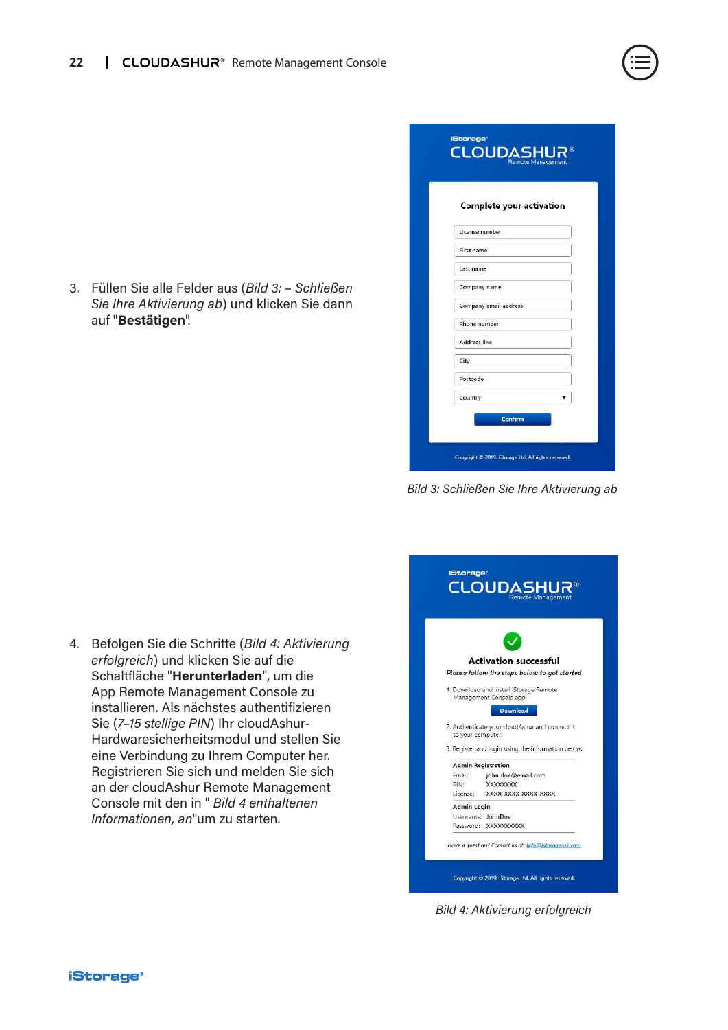3. Füllen Sie alle Felder aus (*Bild 3: – Schließen Sie Ihre Aktivierung ab*) und klicken Sie dann auf "**Bestätigen**".

*Bild 3: Schließen Sie Ihre Aktivierung ab*

4. Befolgen Sie die Schritte (*Bild 4: Aktivierung erfolgreich*) und klicken Sie auf die Schaltfläche "**Herunterladen**", um die App Remote Management Console zu installieren. Als nächstes authentifizieren Sie (*7-15 stellige PIN*) Ihr cloudAshur-Hardwaresicherheitsmodul und stellen Sie eine Verbindung zu Ihrem Computer her. Registrieren Sie sich und melden Sie sich an der cloudAshur Remote Management Console mit den in " *Bild 4 enthaltenen Informationen, an*"um zu starten.

*Bild 4: Aktivierung erfolgreich*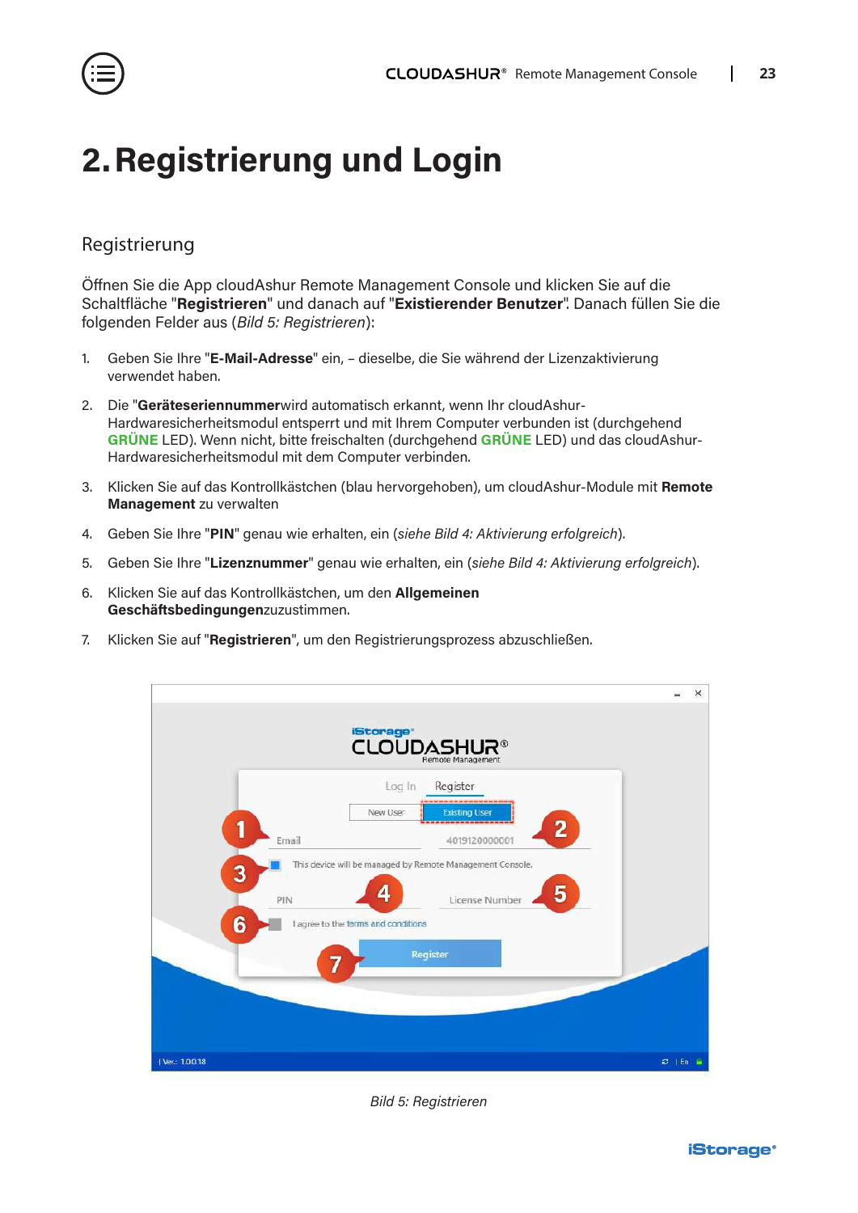# 2. Registrierung und Login

## Registrierung

Öffnen Sie die App cloudAshur Remote Management Console und klicken Sie auf die Schaltfläche "**Registrieren**" und danach auf "**Existierender Benutzer**". Danach füllen Sie die folgenden Felder aus (*Bild 5: Registrieren*):

1. Geben Sie Ihre "**E-Mail-Adresse**" ein, – dieselbe, die Sie während der Lizenzaktivierung verwendet haben.
2. Die "**Geräteseriennummer**wird automatisch erkannt, wenn Ihr cloudAshur-Hardwaresicherheitsmodul entsperrt und mit Ihrem Computer verbunden ist (durchgehend **GRÜNE** LED). Wenn nicht, bitte freischalten (durchgehend **GRÜNE** LED) und das cloudAshur-Hardwaresicherheitsmodul mit dem Computer verbinden.
3. Klicken Sie auf das Kontrollkästchen (blau hervorgehoben), um cloudAshur-Module mit **Remote Management** zu verwalten
4. Geben Sie Ihre "**PIN**" genau wie erhalten, ein (*siehe Bild 4: Aktivierung erfolgreich*).
5. Geben Sie Ihre "**Lizenznummer**" genau wie erhalten, ein (*siehe Bild 4: Aktivierung erfolgreich*).
6. Klicken Sie auf das Kontrollkästchen, um den **Allgemeinen Geschäftsbedingungen**zuzustimmen.
7. Klicken Sie auf "**Registrieren**", um den Registrierungsprozess abzuschließen.

*Bild 5: Registrieren*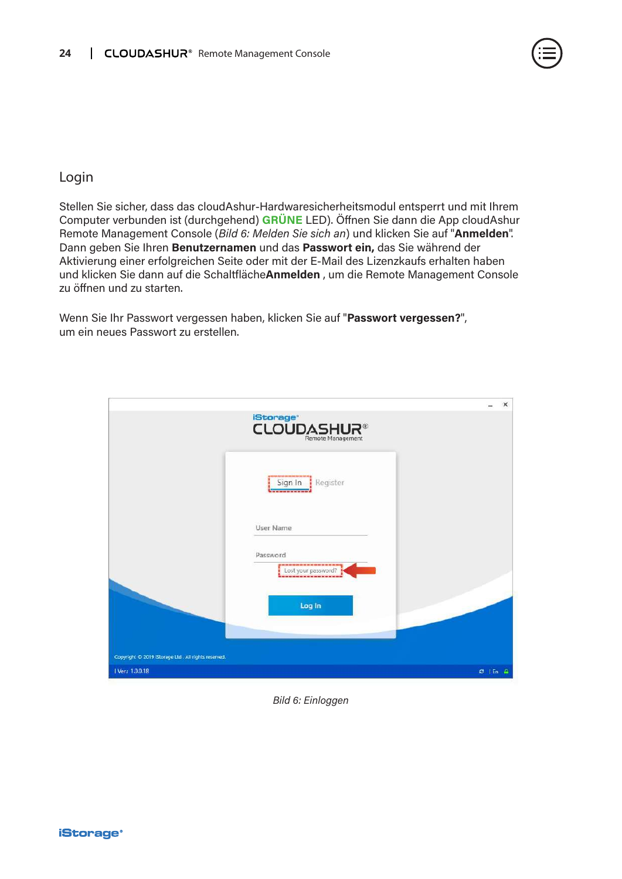## Login

Stellen Sie sicher, dass das cloudAshur-Hardwaresicherheitsmodul entsperrt und mit Ihrem Computer verbunden ist (durchgehend) **GRÜNE** LED). Öffnen Sie dann die App cloudAshur Remote Management Console (*Bild 6: Melden Sie sich an*) und klicken Sie auf "**Anmelden**". Dann geben Sie Ihren **Benutzernamen** und das **Passwort ein,** das Sie während der Aktivierung einer erfolgreichen Seite oder mit der E-Mail des Lizenzkaufs erhalten haben und klicken Sie dann auf die Schaltfläche**Anmelden** , um die Remote Management Console zu öffnen und zu starten.

Wenn Sie Ihr Passwort vergessen haben, klicken Sie auf "**Passwort vergessen?**", um ein neues Passwort zu erstellen.

*Bild 6: Einloggen*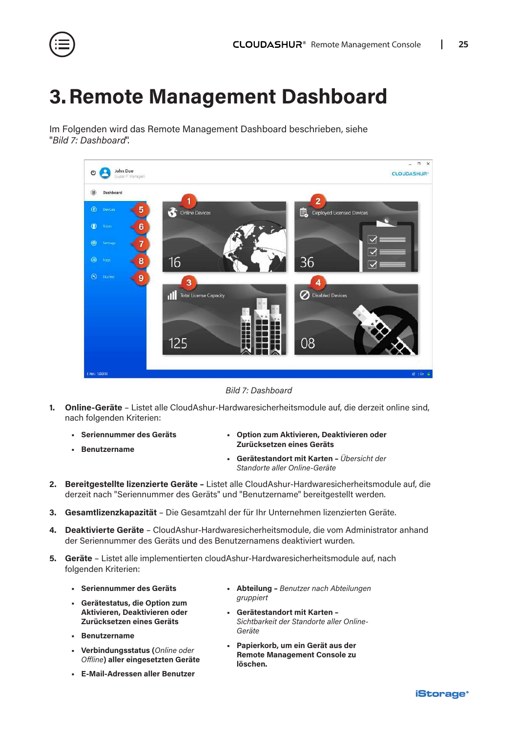# 3. Remote Management Dashboard

Im Folgenden wird das Remote Management Dashboard beschrieben, siehe "*Bild 7: Dashboard*".

*Bild 7: Dashboard*

1. **Online-Geräte** – Listet alle CloudAshur-Hardwaresicherheitsmodule auf, die derzeit online sind, nach folgenden Kriterien:

    - **Seriennummer des Geräts**
    - **Benutzername**
    - **Option zum Aktivieren, Deaktivieren oder Zurücksetzen eines Geräts**
    - **Gerätestandort mit Karten –** *Übersicht der Standorte aller Online-Geräte*

2. **Bereitgestellte lizenzierte Geräte –** Listet alle CloudAshur-Hardwaresicherheitsmodule auf, die derzeit nach "Seriennummer des Geräts" und "Benutzername" bereitgestellt werden.

3. **Gesamtlizenzkapazität** – Die Gesamtzahl der für Ihr Unternehmen lizenzierten Geräte.

4. **Deaktivierte Geräte** – CloudAshur-Hardwaresicherheitsmodule, die vom Administrator anhand der Seriennummer des Geräts und des Benutzernamens deaktiviert wurden.

5. **Geräte** – Listet alle implementierten cloudAshur-Hardwaresicherheitsmodule auf, nach folgenden Kriterien:

    - **Seriennummer des Geräts**
    - **Gerätestatus, die Option zum Aktivieren, Deaktivieren oder Zurücksetzen eines Geräts**
    - **Benutzername**
    - **Verbindungsstatus (***Online oder Offline***) aller eingesetzten Geräte**
    - **E-Mail-Adressen aller Benutzer**
    - **Abteilung –** *Benutzer nach Abteilungen gruppiert*
    - **Gerätestandort mit Karten –** *Sichtbarkeit der Standorte aller Online-Geräte*
    - **Papierkorb, um ein Gerät aus der Remote Management Console zu löschen.**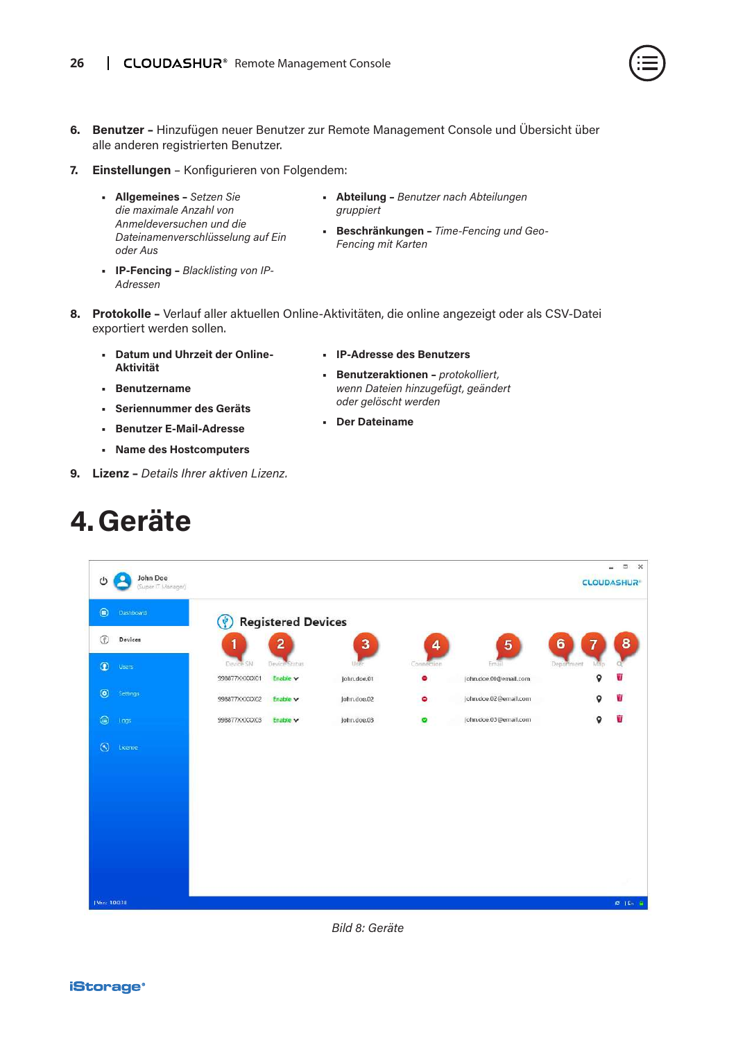6. **Benutzer –** Hinzufügen neuer Benutzer zur Remote Management Console und Übersicht über alle anderen registrierten Benutzer.

7. **Einstellungen** – Konfigurieren von Folgendem:

   - **Allgemeines –** *Setzen Sie die maximale Anzahl von Anmeldeversuchen und die Dateinamenverschlüsselung auf Ein oder Aus*
   - **IP-Fencing –** *Blacklisting von IP-Adressen*
   - **Abteilung –** *Benutzer nach Abteilungen gruppiert*
   - **Beschränkungen –** *Time-Fencing und Geo-Fencing mit Karten*

8. **Protokolle –** Verlauf aller aktuellen Online-Aktivitäten, die online angezeigt oder als CSV-Datei exportiert werden sollen.

   - **Datum und Uhrzeit der Online-Aktivität**
   - **Benutzername**
   - **Seriennummer des Geräts**
   - **Benutzer E-Mail-Adresse**
   - **Name des Hostcomputers**
   - **IP-Adresse des Benutzers**
   - **Benutzeraktionen –** *protokolliert, wenn Dateien hinzugefügt, geändert oder gelöscht werden*
   - **Der Dateiname**

9. **Lizenz –** *Details Ihrer aktiven Lizenz.*

# 4. Geräte

*Bild 8: Geräte*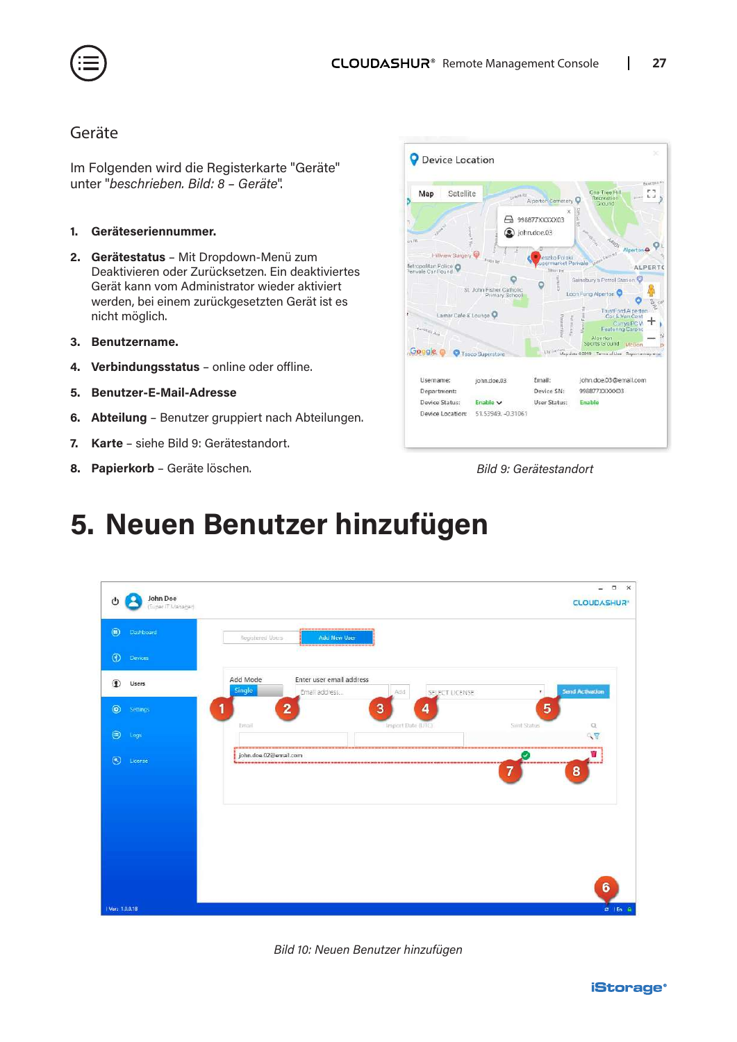## Geräte

Im Folgenden wird die Registerkarte "Geräte" unter "*beschrieben. Bild: 8 – Geräte*".

1. **Geräteseriennummer.**
2. **Gerätestatus** – Mit Dropdown-Menü zum Deaktivieren oder Zurücksetzen. Ein deaktiviertes Gerät kann vom Administrator wieder aktiviert werden, bei einem zurückgesetzten Gerät ist es nicht möglich.
3. **Benutzername.**
4. **Verbindungsstatus** – online oder offline.
5. **Benutzer-E-Mail-Adresse**
6. **Abteilung** – Benutzer gruppiert nach Abteilungen.
7. **Karte** – siehe Bild 9: Gerätestandort.
8. **Papierkorb** – Geräte löschen.

*Bild 9: Gerätestandort*

# 5. Neuen Benutzer hinzufügen

*Bild 10: Neuen Benutzer hinzufügen*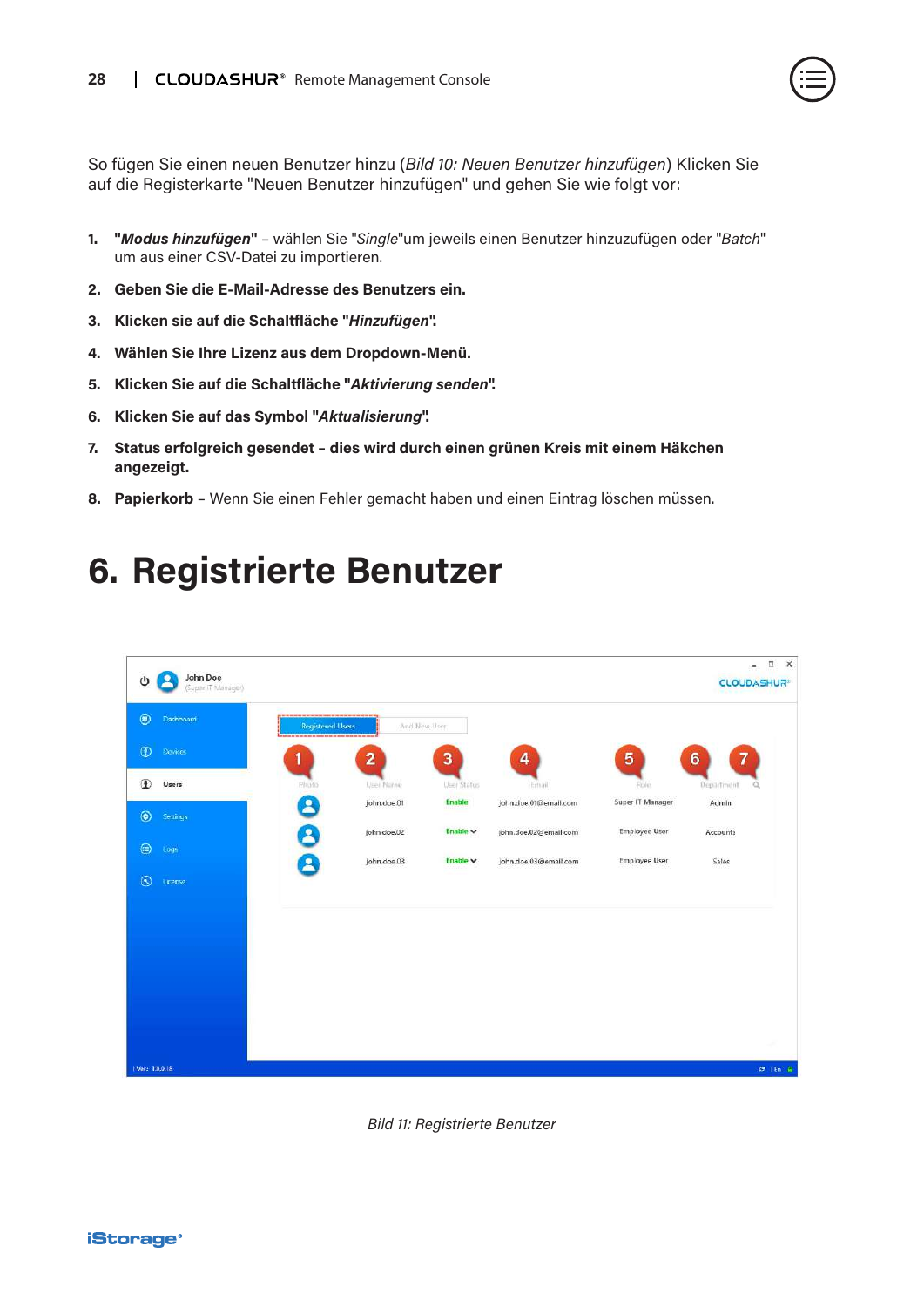So fügen Sie einen neuen Benutzer hinzu (*Bild 10: Neuen Benutzer hinzufügen*) Klicken Sie auf die Registerkarte "Neuen Benutzer hinzufügen" und gehen Sie wie folgt vor:

1. **"*Modus hinzufügen*"** – wählen Sie "*Single*"um jeweils einen Benutzer hinzuzufügen oder "*Batch*" um aus einer CSV-Datei zu importieren.
2. **Geben Sie die E-Mail-Adresse des Benutzers ein.**
3. **Klicken sie auf die Schaltfläche "*Hinzufügen*".**
4. **Wählen Sie Ihre Lizenz aus dem Dropdown-Menü.**
5. **Klicken Sie auf die Schaltfläche "*Aktivierung senden*".**
6. **Klicken Sie auf das Symbol "*Aktualisierung*".**
7. **Status erfolgreich gesendet – dies wird durch einen grünen Kreis mit einem Häkchen angezeigt.**
8. **Papierkorb** – Wenn Sie einen Fehler gemacht haben und einen Eintrag löschen müssen.

# 6. Registrierte Benutzer

*Bild 11: Registrierte Benutzer*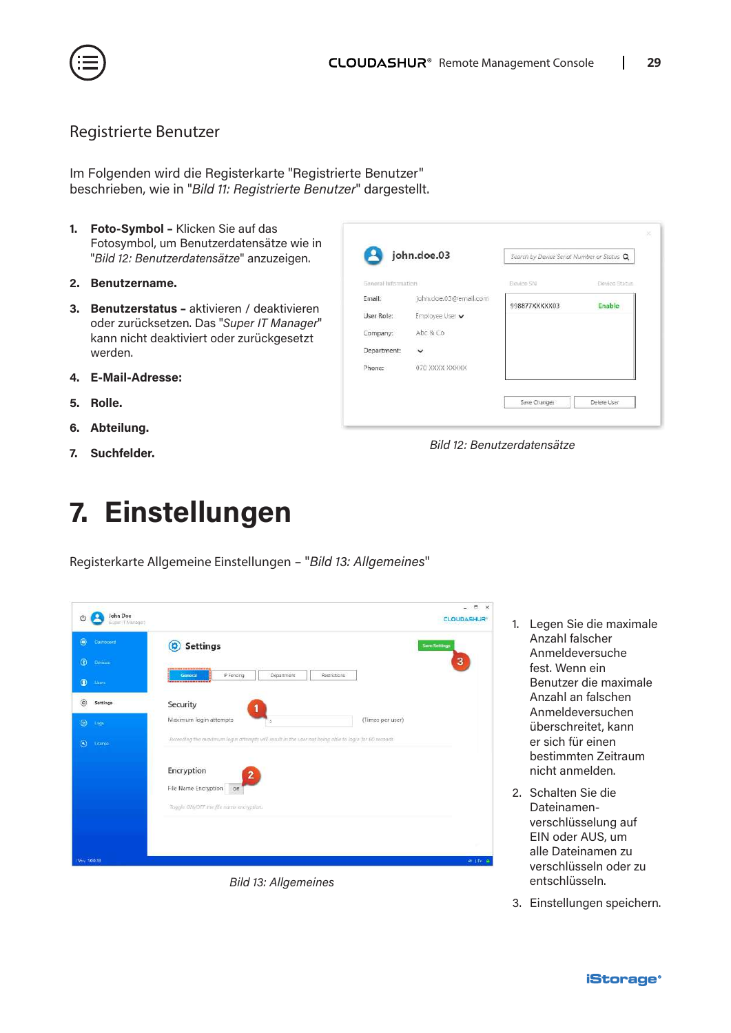## Registrierte Benutzer

Im Folgenden wird die Registerkarte "Registrierte Benutzer" beschrieben, wie in "*Bild 11: Registrierte Benutzer*" dargestellt.

1. **Foto-Symbol –** Klicken Sie auf das Fotosymbol, um Benutzerdatensätze wie in "*Bild 12: Benutzerdatensätze*" anzuzeigen.
2. **Benutzername.**
3. **Benutzerstatus –** aktivieren / deaktivieren oder zurücksetzen. Das "*Super IT Manager*" kann nicht deaktiviert oder zurückgesetzt werden.
4. **E-Mail-Adresse:**
5. **Rolle.**
6. **Abteilung.**
7. **Suchfelder.**

*Bild 12: Benutzerdatensätze*

# 7. Einstellungen

Registerkarte Allgemeine Einstellungen – "*Bild 13: Allgemeines*"

*Bild 13: Allgemeines*

1. Legen Sie die maximale Anzahl falscher Anmeldeversuche fest. Wenn ein Benutzer die maximale Anzahl an falschen Anmeldeversuchen überschreitet, kann er sich für einen bestimmten Zeitraum nicht anmelden.
2. Schalten Sie die Dateinamen-verschlüsselung auf EIN oder AUS, um alle Dateinamen zu verschlüsseln oder zu entschlüsseln.
3. Einstellungen speichern.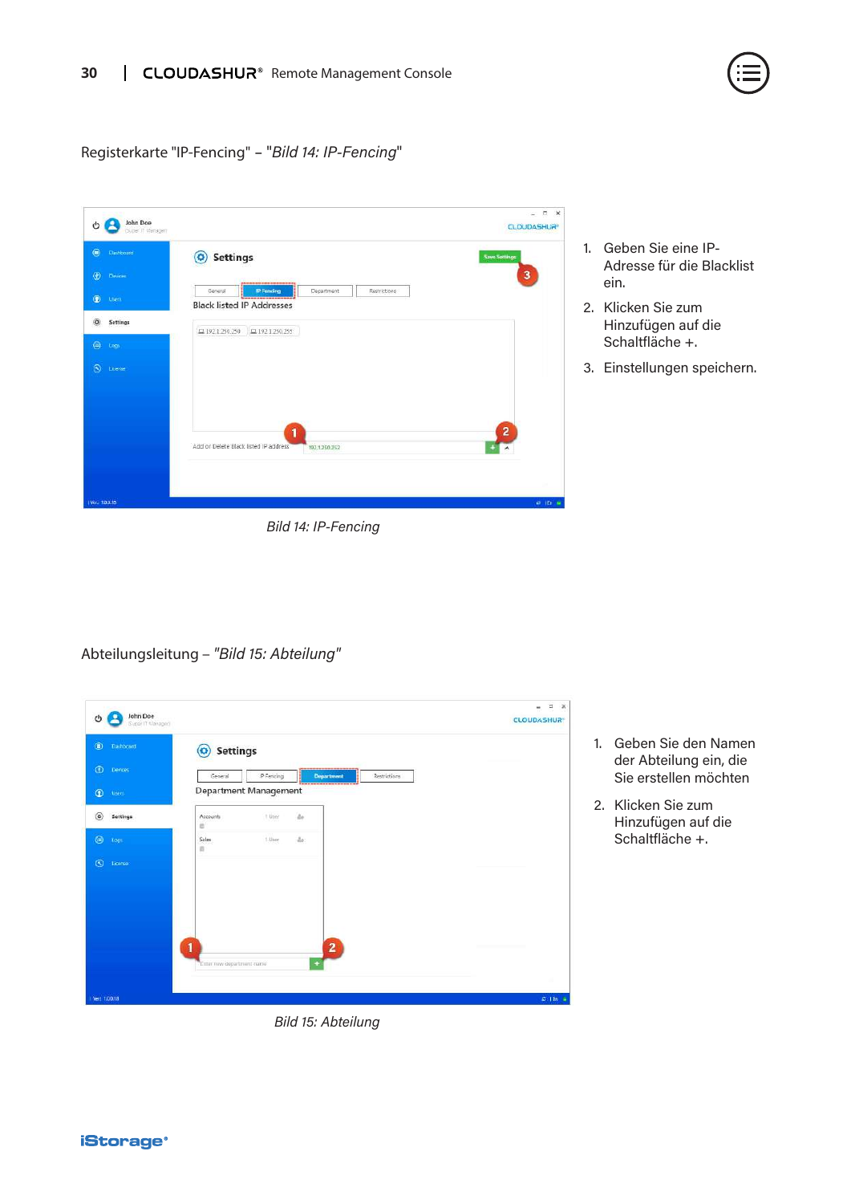Registerkarte "IP-Fencing" – "*Bild 14: IP-Fencing*"

1. Geben Sie eine IP-Adresse für die Blacklist ein.
2. Klicken Sie zum Hinzufügen auf die Schaltfläche +.
3. Einstellungen speichern.

*Bild 14: IP-Fencing*

Abteilungsleitung – *"Bild 15: Abteilung"*

1. Geben Sie den Namen der Abteilung ein, die Sie erstellen möchten
2. Klicken Sie zum Hinzufügen auf die Schaltfläche +.

*Bild 15: Abteilung*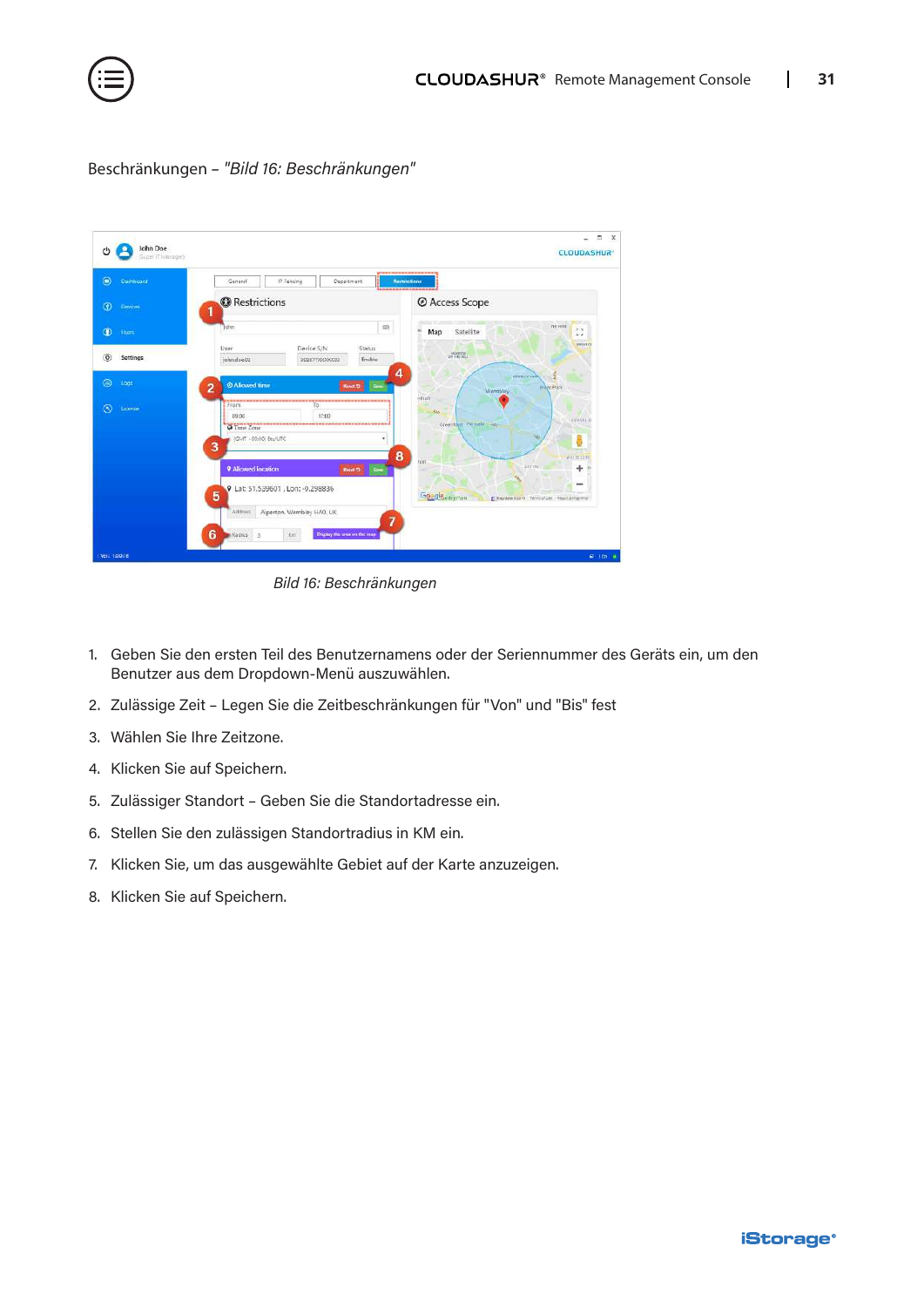Beschränkungen – *"Bild 16: Beschränkungen"*

*Bild 16: Beschränkungen*

1. Geben Sie den ersten Teil des Benutzernamens oder der Seriennummer des Geräts ein, um den Benutzer aus dem Dropdown-Menü auszuwählen.
2. Zulässige Zeit – Legen Sie die Zeitbeschränkungen für "Von" und "Bis" fest
3. Wählen Sie Ihre Zeitzone.
4. Klicken Sie auf Speichern.
5. Zulässiger Standort – Geben Sie die Standortadresse ein.
6. Stellen Sie den zulässigen Standortradius in KM ein.
7. Klicken Sie, um das ausgewählte Gebiet auf der Karte anzuzeigen.
8. Klicken Sie auf Speichern.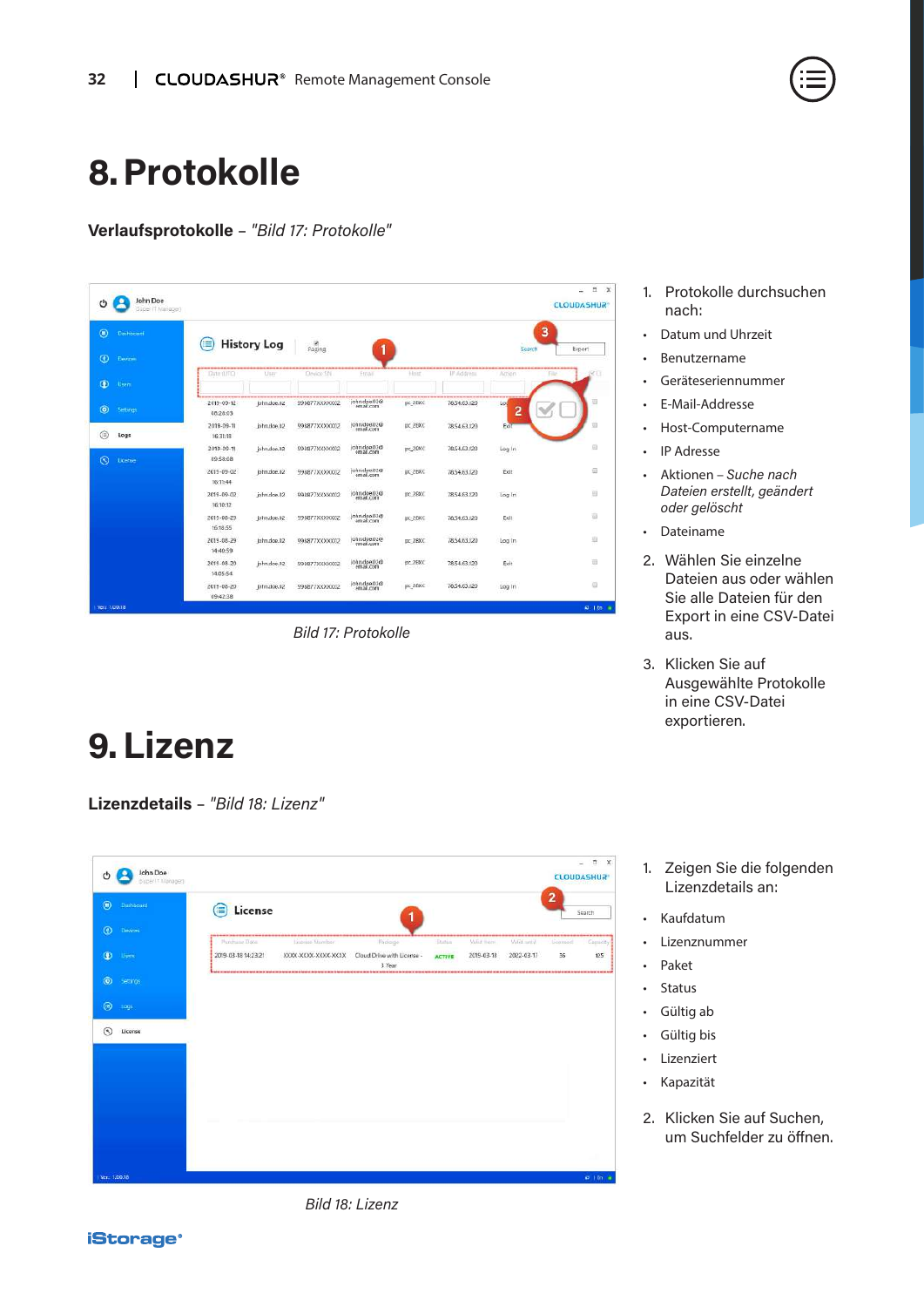# 8. Protokolle

**Verlaufsprotokolle** – *"Bild 17: Protokolle"*

Bild 17: Protokolle

1. Protokolle durchsuchen nach:
   - Datum und Uhrzeit
   - Benutzername
   - Geräteseriennummer
   - E-Mail-Addresse
   - Host-Computername
   - IP Adresse
   - Aktionen – *Suche nach Dateien erstellt, geändert oder gelöscht*
   - Dateiname
2. Wählen Sie einzelne Dateien aus oder wählen Sie alle Dateien für den Export in eine CSV-Datei aus.
3. Klicken Sie auf Ausgewählte Protokolle in eine CSV-Datei exportieren.

# 9. Lizenz

**Lizenzdetails** – *"Bild 18: Lizenz"*

Bild 18: Lizenz

1. Zeigen Sie die folgenden Lizenzdetails an:
   - Kaufdatum
   - Lizenznummer
   - Paket
   - Status
   - Gültig ab
   - Gültig bis
   - Lizenziert
   - Kapazität
2. Klicken Sie auf Suchen, um Suchfelder zu öffnen.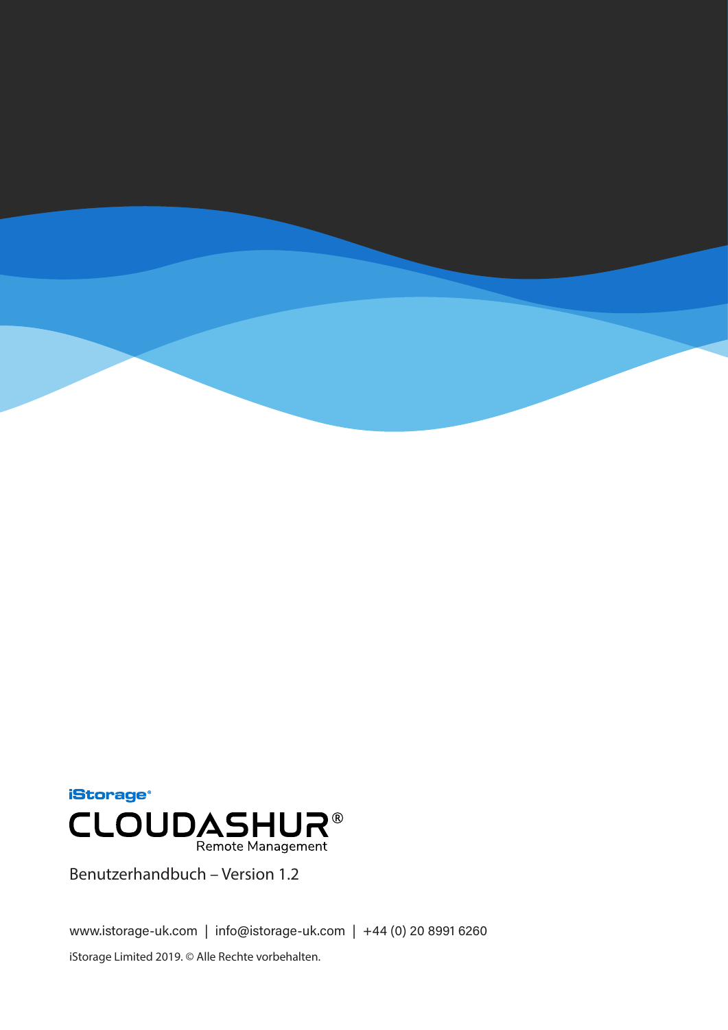iStorage®

# CLOUDASHUR®

Remote Management

Benutzerhandbuch – Version 1.2

www.istorage-uk.com | info@istorage-uk.com | +44 (0) 20 8991 6260

iStorage Limited 2019. © Alle Rechte vorbehalten.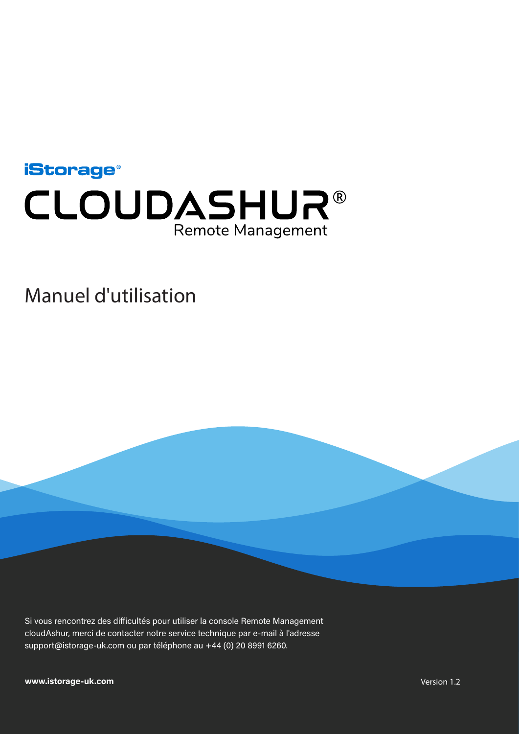iStorage®

# CLOUDASHUR®

Remote Management

## Manuel d'utilisation

Si vous rencontrez des difficultés pour utiliser la console Remote Management cloudAshur, merci de contacter notre service technique par e-mail à l'adresse support@istorage-uk.com ou par téléphone au +44 (0) 20 8991 6260.

**www.istorage-uk.com**

Version 1.2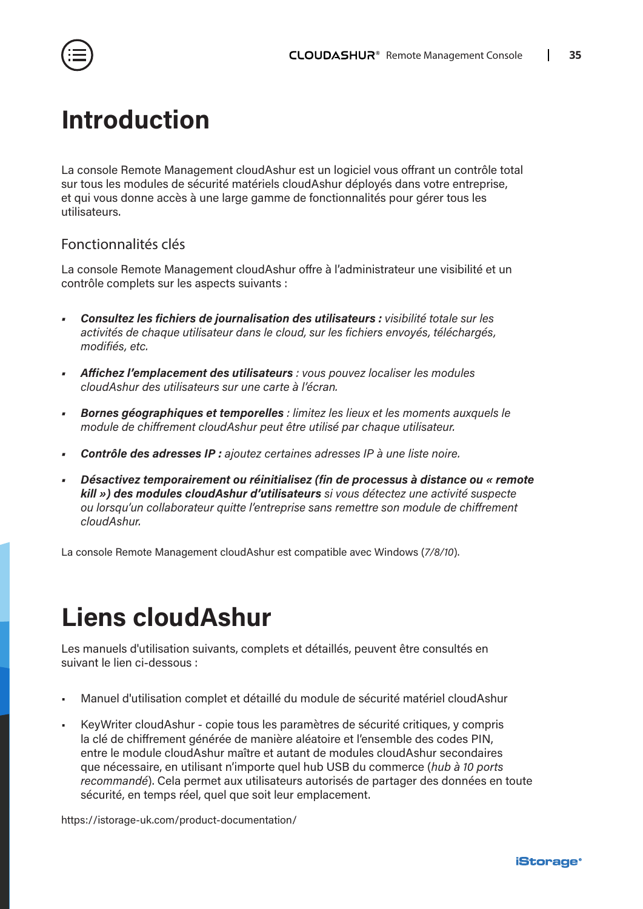# Introduction

La console Remote Management cloudAshur est un logiciel vous offrant un contrôle total sur tous les modules de sécurité matériels cloudAshur déployés dans votre entreprise, et qui vous donne accès à une large gamme de fonctionnalités pour gérer tous les utilisateurs.

## Fonctionnalités clés

La console Remote Management cloudAshur offre à l'administrateur une visibilité et un contrôle complets sur les aspects suivants :

- ***Consultez les fichiers de journalisation des utilisateurs :*** *visibilité totale sur les activités de chaque utilisateur dans le cloud, sur les fichiers envoyés, téléchargés, modifiés, etc.*
- ***Affichez l'emplacement des utilisateurs*** *: vous pouvez localiser les modules cloudAshur des utilisateurs sur une carte à l'écran.*
- ***Bornes géographiques et temporelles*** *: limitez les lieux et les moments auxquels le module de chiffrement cloudAshur peut être utilisé par chaque utilisateur.*
- ***Contrôle des adresses IP :*** *ajoutez certaines adresses IP à une liste noire.*
- ***Désactivez temporairement ou réinitialisez (fin de processus à distance ou « remote kill ») des modules cloudAshur d'utilisateurs*** *si vous détectez une activité suspecte ou lorsqu'un collaborateur quitte l'entreprise sans remettre son module de chiffrement cloudAshur.*

La console Remote Management cloudAshur est compatible avec Windows (*7/8/10*).

# Liens cloudAshur

Les manuels d'utilisation suivants, complets et détaillés, peuvent être consultés en suivant le lien ci-dessous :

- Manuel d'utilisation complet et détaillé du module de sécurité matériel cloudAshur
- KeyWriter cloudAshur - copie tous les paramètres de sécurité critiques, y compris la clé de chiffrement générée de manière aléatoire et l'ensemble des codes PIN, entre le module cloudAshur maître et autant de modules cloudAshur secondaires que nécessaire, en utilisant n'importe quel hub USB du commerce (*hub à 10 ports recommandé*). Cela permet aux utilisateurs autorisés de partager des données en toute sécurité, en temps réel, quel que soit leur emplacement.

https://istorage-uk.com/product-documentation/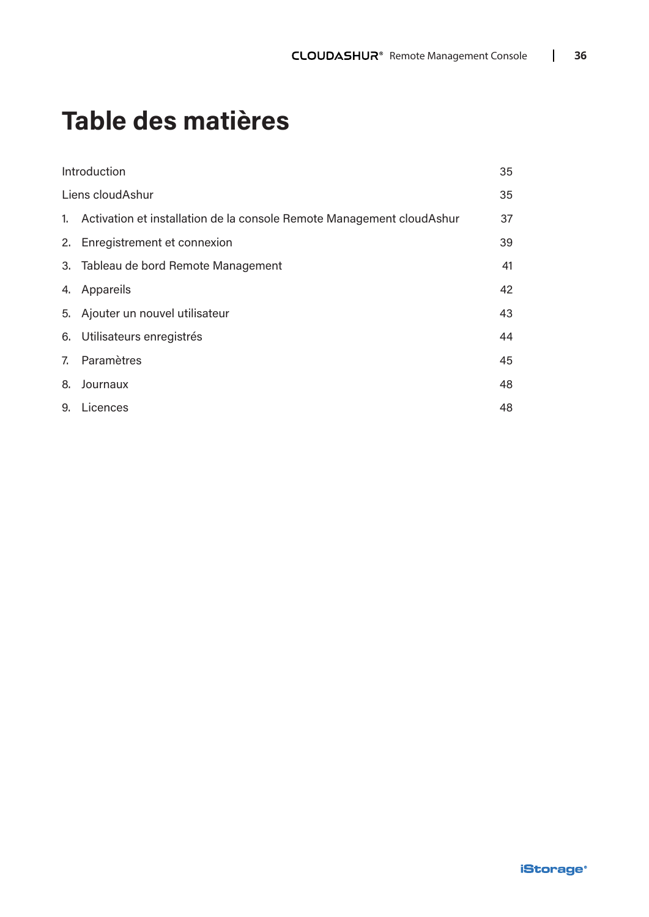# Table des matières

| | |
|---|---|
| Introduction | 35 |
| Liens cloudAshur | 35 |
| 1. Activation et installation de la console Remote Management cloudAshur | 37 |
| 2. Enregistrement et connexion | 39 |
| 3. Tableau de bord Remote Management | 41 |
| 4. Appareils | 42 |
| 5. Ajouter un nouvel utilisateur | 43 |
| 6. Utilisateurs enregistrés | 44 |
| 7. Paramètres | 45 |
| 8. Journaux | 48 |
| 9. Licences | 48 |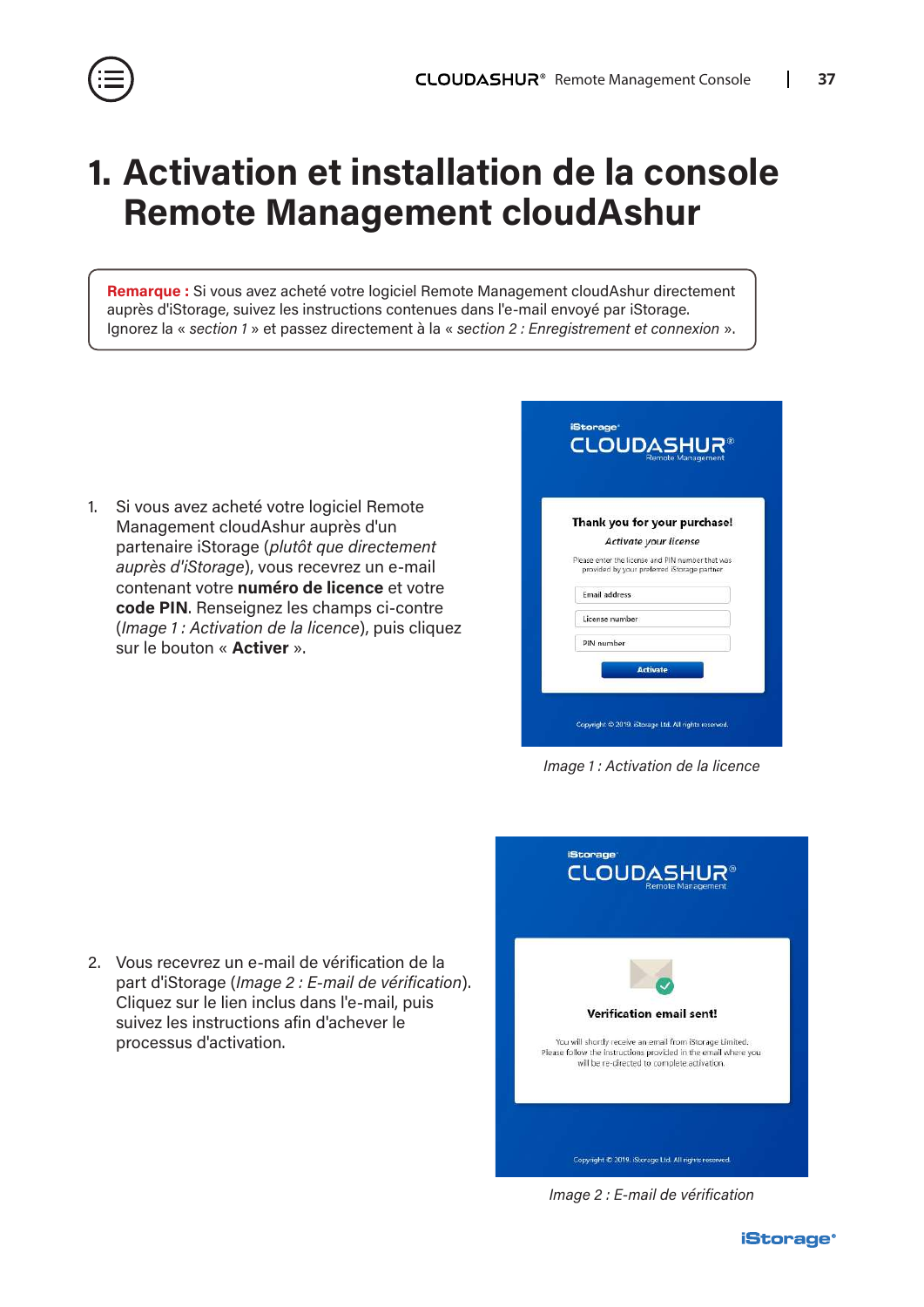# 1. Activation et installation de la console Remote Management cloudAshur

**Remarque :** Si vous avez acheté votre logiciel Remote Management cloudAshur directement auprès d'iStorage, suivez les instructions contenues dans l'e-mail envoyé par iStorage. Ignorez la « *section 1* » et passez directement à la « *section 2 : Enregistrement et connexion* ».

1. Si vous avez acheté votre logiciel Remote Management cloudAshur auprès d'un partenaire iStorage (*plutôt que directement auprès d'iStorage*), vous recevrez un e-mail contenant votre **numéro de licence** et votre **code PIN**. Renseignez les champs ci-contre (*Image 1 : Activation de la licence*), puis cliquez sur le bouton « **Activer** ».

*Image 1 : Activation de la licence*

2. Vous recevrez un e-mail de vérification de la part d'iStorage (*Image 2 : E-mail de vérification*). Cliquez sur le lien inclus dans l'e-mail, puis suivez les instructions afin d'achever le processus d'activation.

*Image 2 : E-mail de vérification*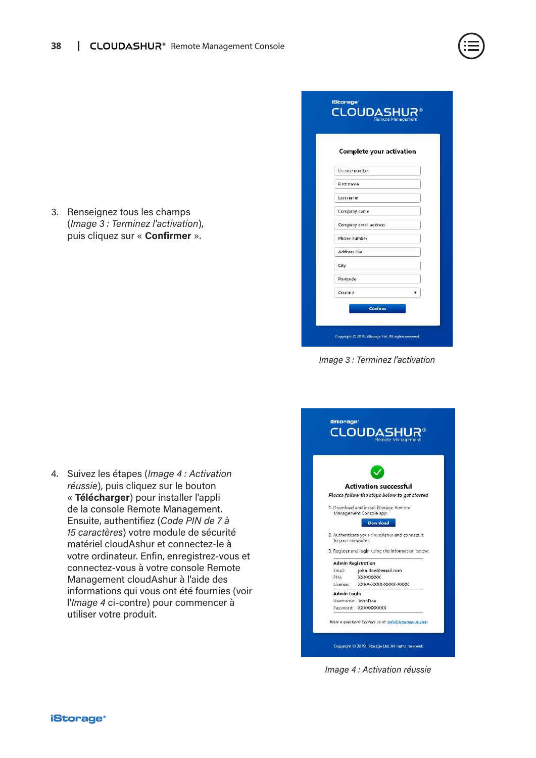3. Renseignez tous les champs (*Image 3 : Terminez l'activation*), puis cliquez sur « **Confirmer** ».

*Image 3 : Terminez l'activation*

4. Suivez les étapes (*Image 4 : Activation réussie*), puis cliquez sur le bouton « **Télécharger**) pour installer l'appli de la console Remote Management. Ensuite, authentifiez (*Code PIN de 7 à 15 caractères*) votre module de sécurité matériel cloudAshur et connectez-le à votre ordinateur. Enfin, enregistrez-vous et connectez-vous à votre console Remote Management cloudAshur à l'aide des informations qui vous ont été fournies (voir l'*Image 4* ci-contre) pour commencer à utiliser votre produit.

*Image 4 : Activation réussie*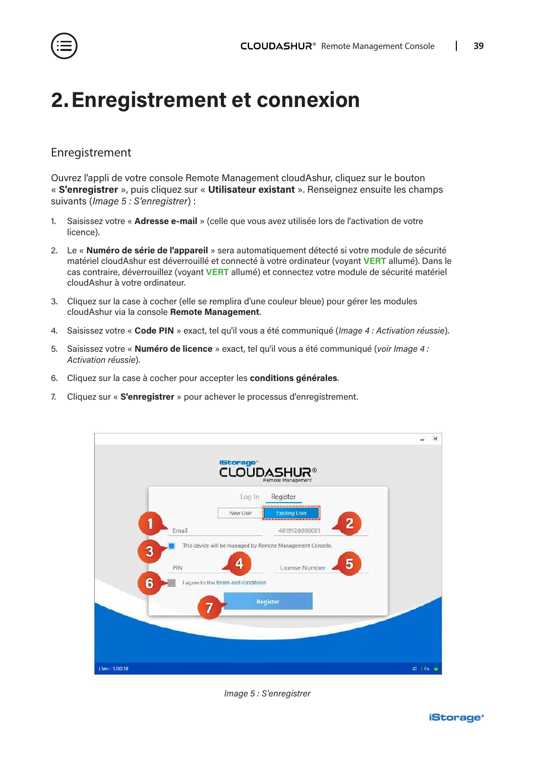# 2. Enregistrement et connexion

## Enregistrement

Ouvrez l'appli de votre console Remote Management cloudAshur, cliquez sur le bouton « **S'enregistrer** », puis cliquez sur « **Utilisateur existant** ». Renseignez ensuite les champs suivants (*Image 5 : S'enregistrer*) :

1. Saisissez votre « **Adresse e-mail** » (celle que vous avez utilisée lors de l'activation de votre licence).
2. Le « **Numéro de série de l'appareil** » sera automatiquement détecté si votre module de sécurité matériel cloudAshur est déverrouillé et connecté à votre ordinateur (voyant **VERT** allumé). Dans le cas contraire, déverrouillez (voyant **VERT** allumé) et connectez votre module de sécurité matériel cloudAshur à votre ordinateur.
3. Cliquez sur la case à cocher (elle se remplira d'une couleur bleue) pour gérer les modules cloudAshur via la console **Remote Management**.
4. Saisissez votre « **Code PIN** » exact, tel qu'il vous a été communiqué (*Image 4 : Activation réussie*).
5. Saisissez votre « **Numéro de licence** » exact, tel qu'il vous a été communiqué (*voir Image 4 : Activation réussie*).
6. Cliquez sur la case à cocher pour accepter les **conditions générales**.
7. Cliquez sur « **S'enregistrer** » pour achever le processus d'enregistrement.

*Image 5 : S'enregistrer*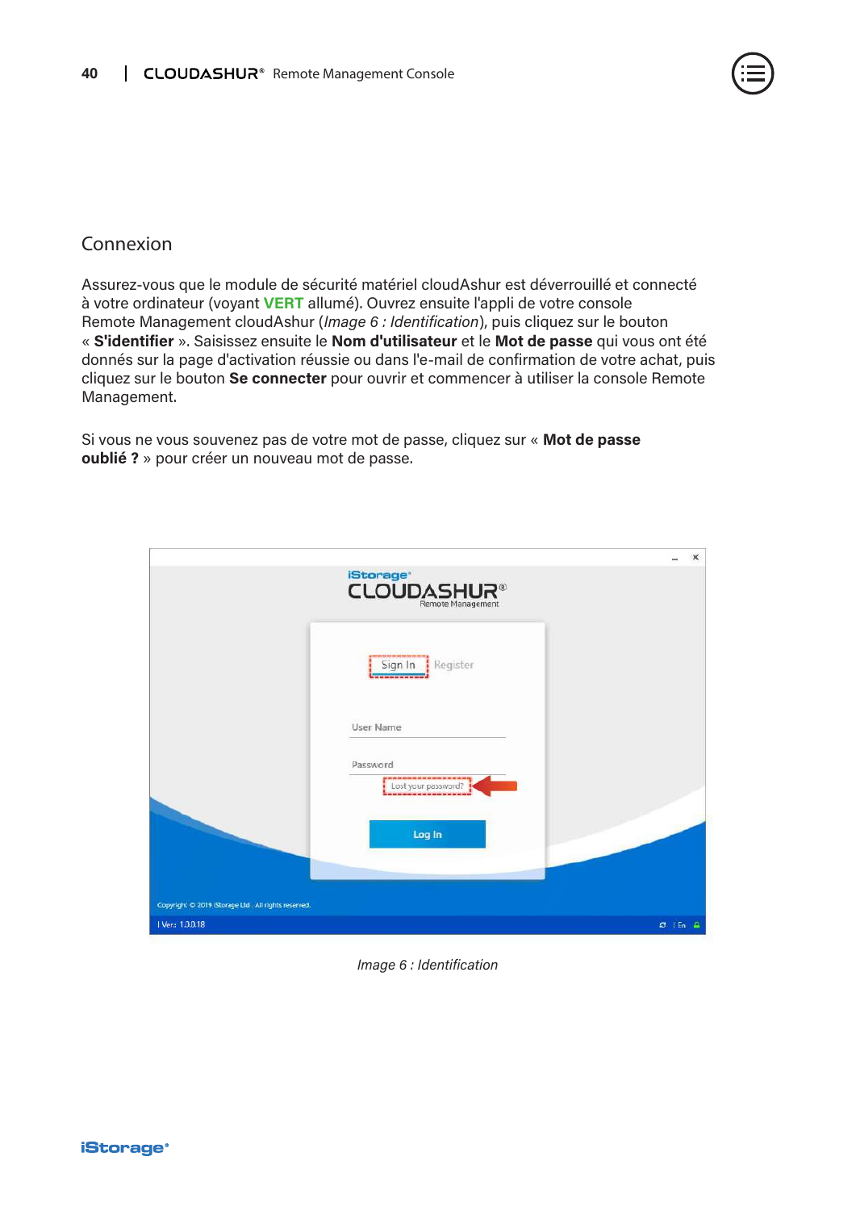## Connexion

Assurez-vous que le module de sécurité matériel cloudAshur est déverrouillé et connecté à votre ordinateur (voyant **VERT** allumé). Ouvrez ensuite l'appli de votre console Remote Management cloudAshur (*Image 6 : Identification*), puis cliquez sur le bouton « **S'identifier** ». Saisissez ensuite le **Nom d'utilisateur** et le **Mot de passe** qui vous ont été donnés sur la page d'activation réussie ou dans l'e-mail de confirmation de votre achat, puis cliquez sur le bouton **Se connecter** pour ouvrir et commencer à utiliser la console Remote Management.

Si vous ne vous souvenez pas de votre mot de passe, cliquez sur « **Mot de passe oublié ?** » pour créer un nouveau mot de passe.

*Image 6 : Identification*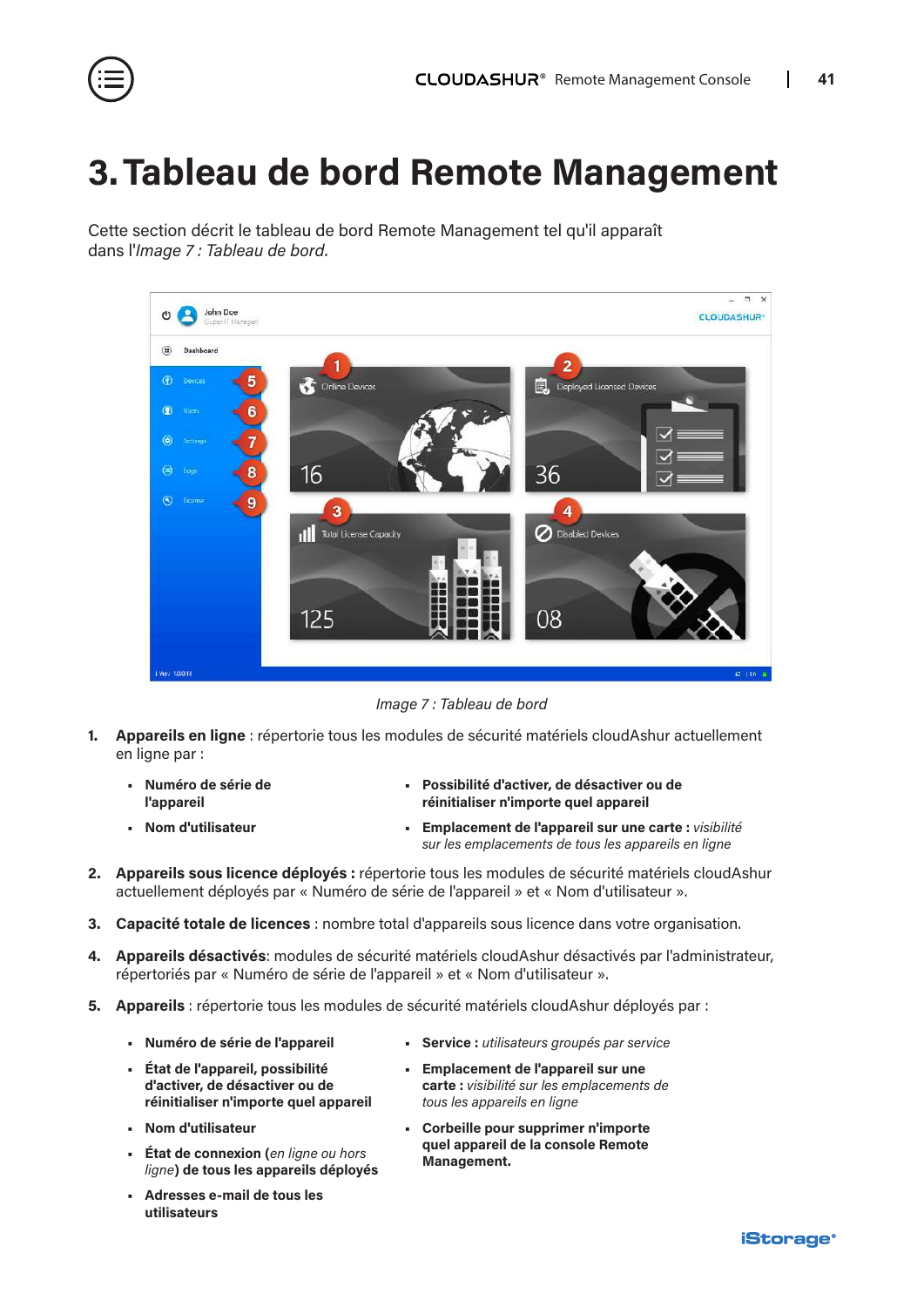# 3. Tableau de bord Remote Management

Cette section décrit le tableau de bord Remote Management tel qu'il apparaît dans l'*Image 7 : Tableau de bord*.

*Image 7 : Tableau de bord*

1. **Appareils en ligne** : répertorie tous les modules de sécurité matériels cloudAshur actuellement en ligne par :
   - **Numéro de série de l'appareil**
   - **Nom d'utilisateur**
   - **Possibilité d'activer, de désactiver ou de réinitialiser n'importe quel appareil**
   - **Emplacement de l'appareil sur une carte :** *visibilité sur les emplacements de tous les appareils en ligne*
2. **Appareils sous licence déployés :** répertorie tous les modules de sécurité matériels cloudAshur actuellement déployés par « Numéro de série de l'appareil » et « Nom d'utilisateur ».
3. **Capacité totale de licences** : nombre total d'appareils sous licence dans votre organisation.
4. **Appareils désactivés**: modules de sécurité matériels cloudAshur désactivés par l'administrateur, répertoriés par « Numéro de série de l'appareil » et « Nom d'utilisateur ».
5. **Appareils** : répertorie tous les modules de sécurité matériels cloudAshur déployés par :
   - **Numéro de série de l'appareil**
   - **État de l'appareil, possibilité d'activer, de désactiver ou de réinitialiser n'importe quel appareil**
   - **Nom d'utilisateur**
   - **État de connexion (***en ligne ou hors ligne***) de tous les appareils déployés**
   - **Adresses e-mail de tous les utilisateurs**
   - **Service :** *utilisateurs groupés par service*
   - **Emplacement de l'appareil sur une carte :** *visibilité sur les emplacements de tous les appareils en ligne*
   - **Corbeille pour supprimer n'importe quel appareil de la console Remote Management.**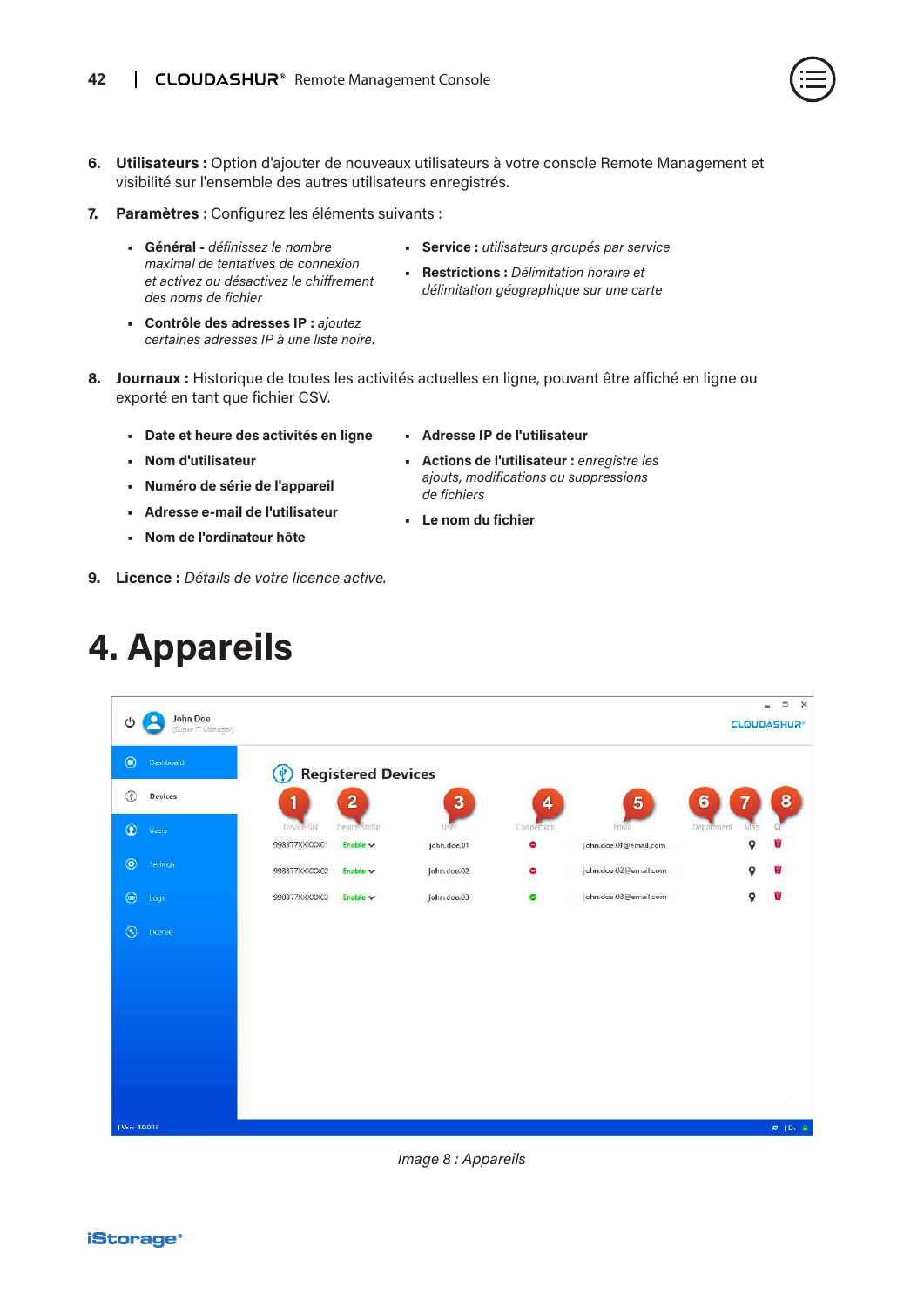6. **Utilisateurs :** Option d'ajouter de nouveaux utilisateurs à votre console Remote Management et visibilité sur l'ensemble des autres utilisateurs enregistrés.

7. **Paramètres** : Configurez les éléments suivants :

   - **Général -** *définissez le nombre maximal de tentatives de connexion et activez ou désactivez le chiffrement des noms de fichier*
   - **Contrôle des adresses IP :** *ajoutez certaines adresses IP à une liste noire.*
   - **Service :** *utilisateurs groupés par service*
   - **Restrictions :** *Délimitation horaire et délimitation géographique sur une carte*

8. **Journaux :** Historique de toutes les activités actuelles en ligne, pouvant être affiché en ligne ou exporté en tant que fichier CSV.

   - **Date et heure des activités en ligne**
   - **Nom d'utilisateur**
   - **Numéro de série de l'appareil**
   - **Adresse e-mail de l'utilisateur**
   - **Nom de l'ordinateur hôte**
   - **Adresse IP de l'utilisateur**
   - **Actions de l'utilisateur :** *enregistre les ajouts, modifications ou suppressions de fichiers*
   - **Le nom du fichier**

9. **Licence :** *Détails de votre licence active.*

# 4. Appareils

*Image 8 : Appareils*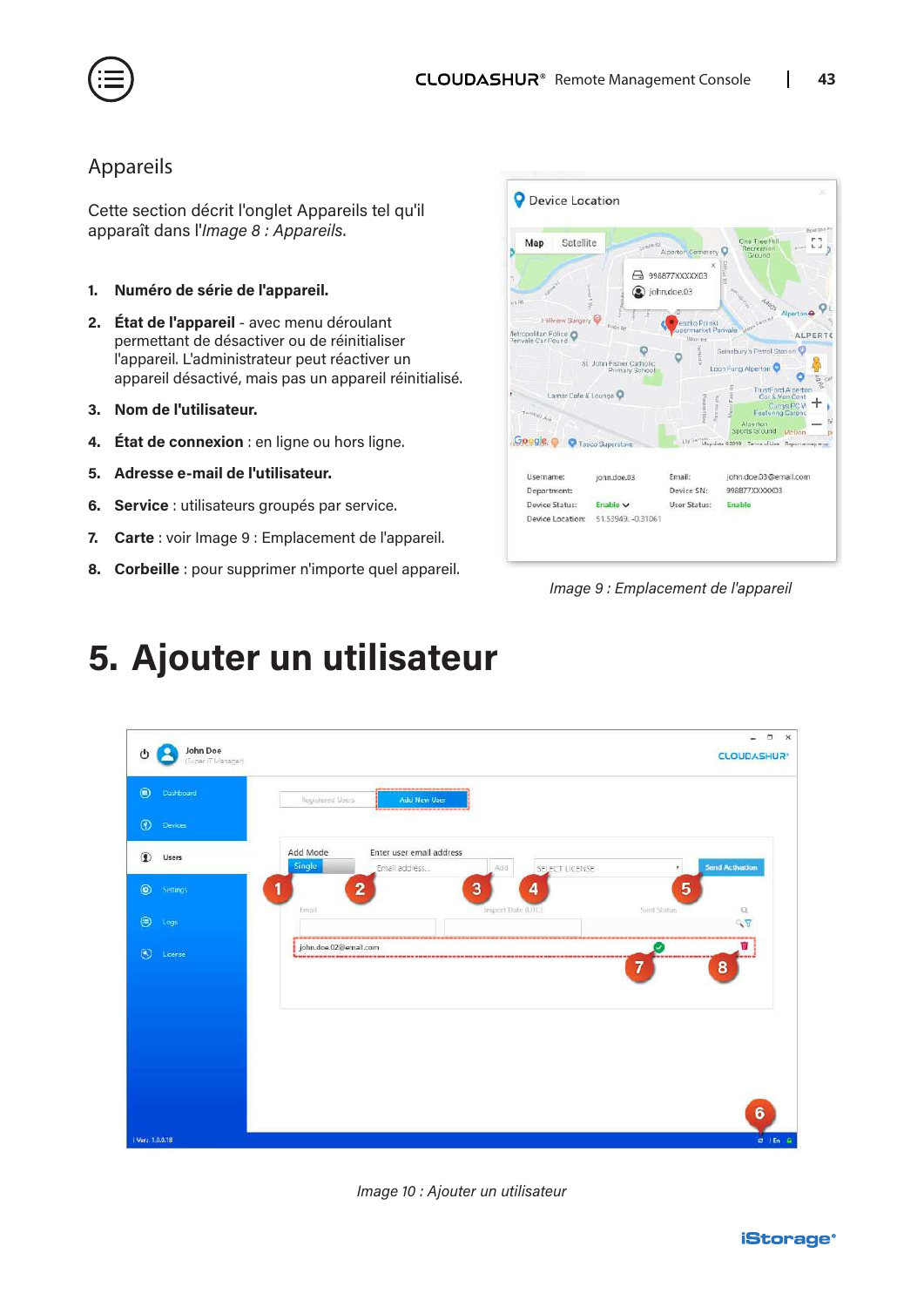## Appareils

Cette section décrit l'onglet Appareils tel qu'il apparaît dans l'*Image 8 : Appareils*.

1. **Numéro de série de l'appareil.**
2. **État de l'appareil** - avec menu déroulant permettant de désactiver ou de réinitialiser l'appareil. L'administrateur peut réactiver un appareil désactivé, mais pas un appareil réinitialisé.
3. **Nom de l'utilisateur.**
4. **État de connexion** : en ligne ou hors ligne.
5. **Adresse e-mail de l'utilisateur.**
6. **Service** : utilisateurs groupés par service.
7. **Carte** : voir Image 9 : Emplacement de l'appareil.
8. **Corbeille** : pour supprimer n'importe quel appareil.

*Image 9 : Emplacement de l'appareil*

# 5. Ajouter un utilisateur

*Image 10 : Ajouter un utilisateur*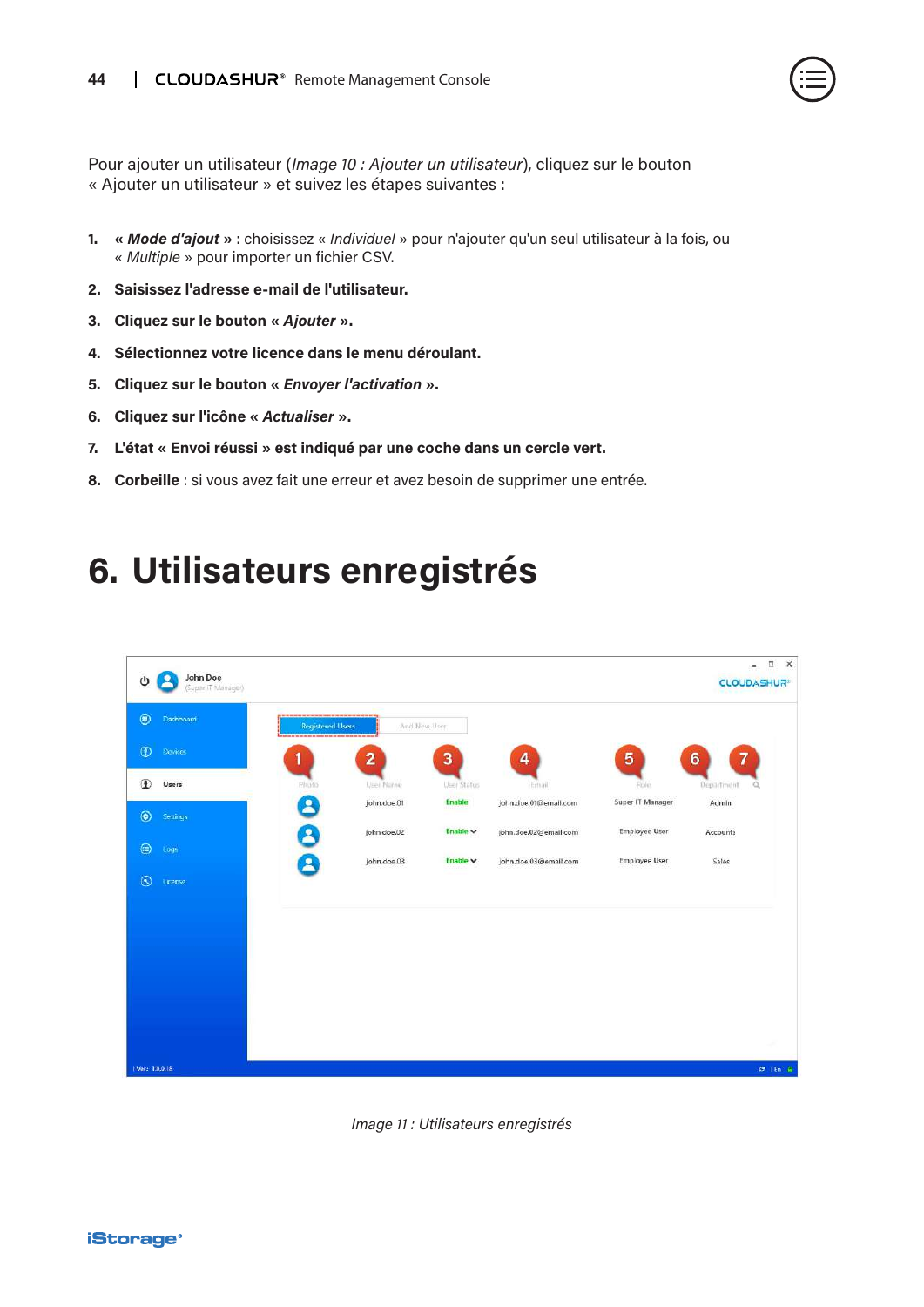Pour ajouter un utilisateur (*Image 10 : Ajouter un utilisateur*), cliquez sur le bouton « Ajouter un utilisateur » et suivez les étapes suivantes :

1. **« *Mode d'ajout* »** : choisissez « *Individuel* » pour n'ajouter qu'un seul utilisateur à la fois, ou « *Multiple* » pour importer un fichier CSV.
2. **Saisissez l'adresse e-mail de l'utilisateur.**
3. **Cliquez sur le bouton « *Ajouter* ».**
4. **Sélectionnez votre licence dans le menu déroulant.**
5. **Cliquez sur le bouton « *Envoyer l'activation* ».**
6. **Cliquez sur l'icône « *Actualiser* ».**
7. **L'état « Envoi réussi » est indiqué par une coche dans un cercle vert.**
8. **Corbeille** : si vous avez fait une erreur et avez besoin de supprimer une entrée.

# 6. Utilisateurs enregistrés

*Image 11 : Utilisateurs enregistrés*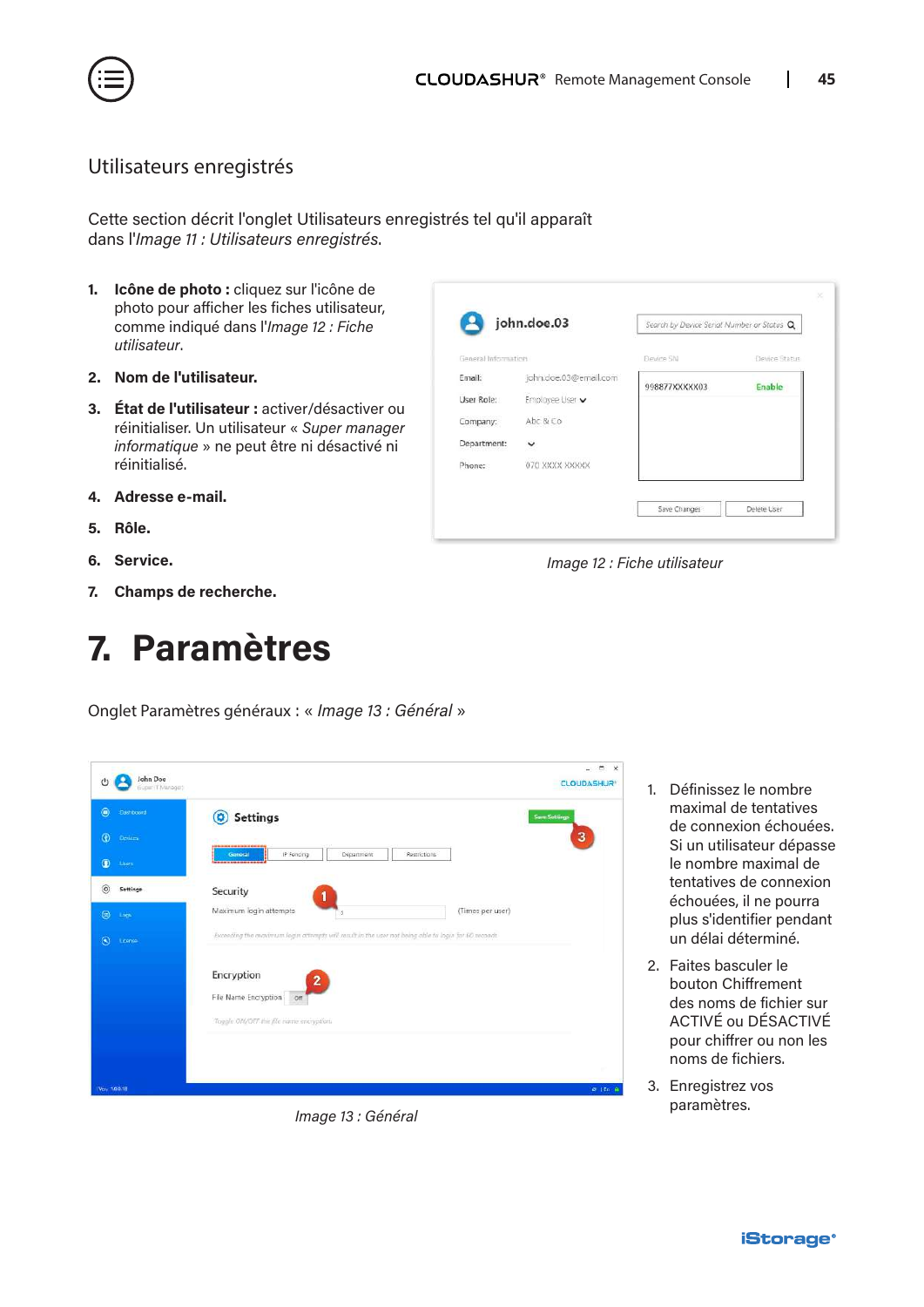## Utilisateurs enregistrés

Cette section décrit l'onglet Utilisateurs enregistrés tel qu'il apparaît dans l'*Image 11 : Utilisateurs enregistrés*.

1. **Icône de photo :** cliquez sur l'icône de photo pour afficher les fiches utilisateur, comme indiqué dans l'*Image 12 : Fiche utilisateur*.
2. **Nom de l'utilisateur.**
3. **État de l'utilisateur :** activer/désactiver ou réinitialiser. Un utilisateur « *Super manager informatique* » ne peut être ni désactivé ni réinitialisé.
4. **Adresse e-mail.**
5. **Rôle.**
6. **Service.**
7. **Champs de recherche.**

*Image 12 : Fiche utilisateur*

# 7. Paramètres

Onglet Paramètres généraux : « *Image 13 : Général* »

*Image 13 : Général*

1. Définissez le nombre maximal de tentatives de connexion échouées. Si un utilisateur dépasse le nombre maximal de tentatives de connexion échouées, il ne pourra plus s'identifier pendant un délai déterminé.
2. Faites basculer le bouton Chiffrement des noms de fichier sur ACTIVÉ ou DÉSACTIVÉ pour chiffrer ou non les noms de fichiers.
3. Enregistrez vos paramètres.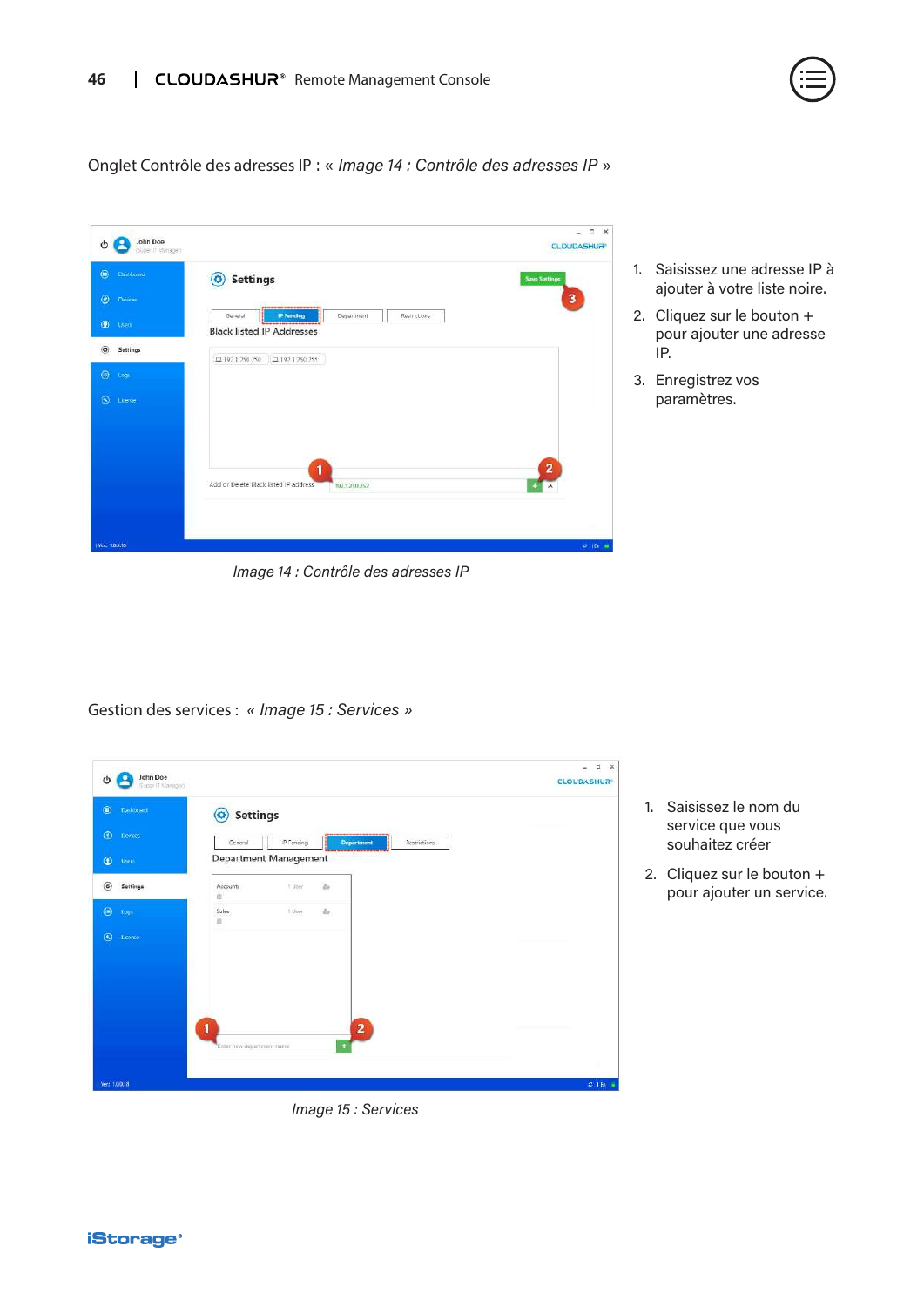Onglet Contrôle des adresses IP : « *Image 14 : Contrôle des adresses IP* »

*Image 14 : Contrôle des adresses IP*

1. Saisissez une adresse IP à ajouter à votre liste noire.
2. Cliquez sur le bouton + pour ajouter une adresse IP.
3. Enregistrez vos paramètres.

Gestion des services : « *Image 15 : Services* »

*Image 15 : Services*

1. Saisissez le nom du service que vous souhaitez créer
2. Cliquez sur le bouton + pour ajouter un service.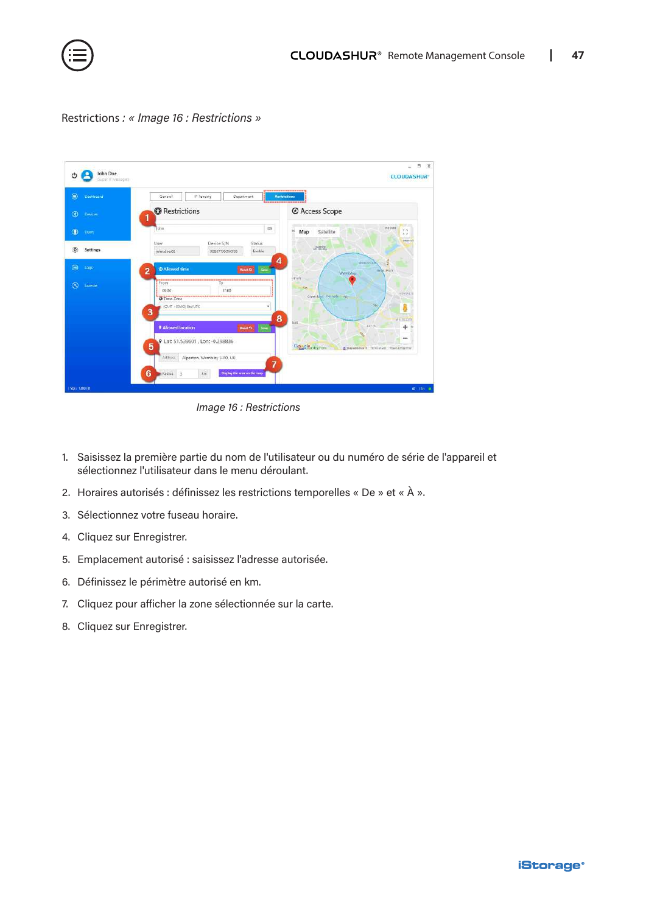Restrictions : « *Image 16 : Restrictions* »

*Image 16 : Restrictions*

1. Saisissez la première partie du nom de l'utilisateur ou du numéro de série de l'appareil et sélectionnez l'utilisateur dans le menu déroulant.
2. Horaires autorisés : définissez les restrictions temporelles « De » et « À ».
3. Sélectionnez votre fuseau horaire.
4. Cliquez sur Enregistrer.
5. Emplacement autorisé : saisissez l'adresse autorisée.
6. Définissez le périmètre autorisé en km.
7. Cliquez pour afficher la zone sélectionnée sur la carte.
8. Cliquez sur Enregistrer.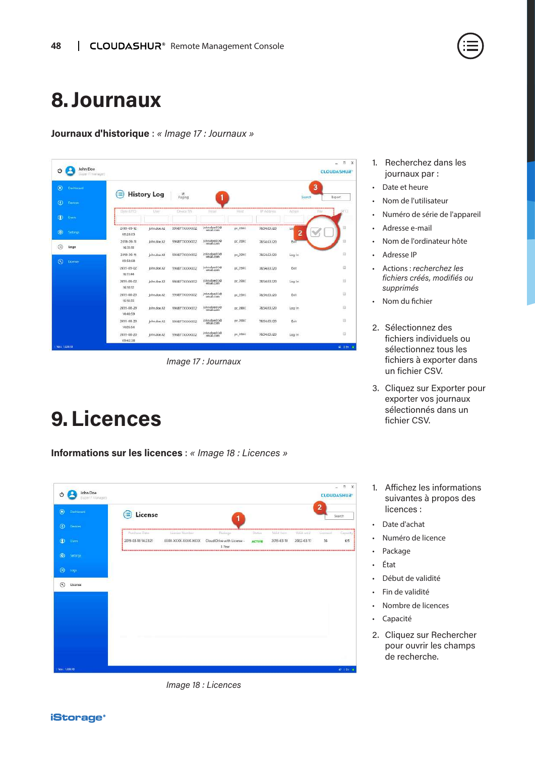# 8. Journaux

**Journaux d'historique** : *« Image 17 : Journaux »*

*Image 17 : Journaux*

1. Recherchez dans les journaux par :

- Date et heure
- Nom de l'utilisateur
- Numéro de série de l'appareil
- Adresse e-mail
- Nom de l'ordinateur hôte
- Adresse IP
- Actions : *recherchez les fichiers créés, modifiés ou supprimés*
- Nom du fichier

2. Sélectionnez des fichiers individuels ou sélectionnez tous les fichiers à exporter dans un fichier CSV.

3. Cliquez sur Exporter pour exporter vos journaux sélectionnés dans un fichier CSV.

# 9. Licences

**Informations sur les licences** : *« Image 18 : Licences »*

*Image 18 : Licences*

1. Affichez les informations suivantes à propos des licences :

- Date d'achat
- Numéro de licence
- Package
- État
- Début de validité
- Fin de validité
- Nombre de licences
- Capacité

2. Cliquez sur Rechercher pour ouvrir les champs de recherche.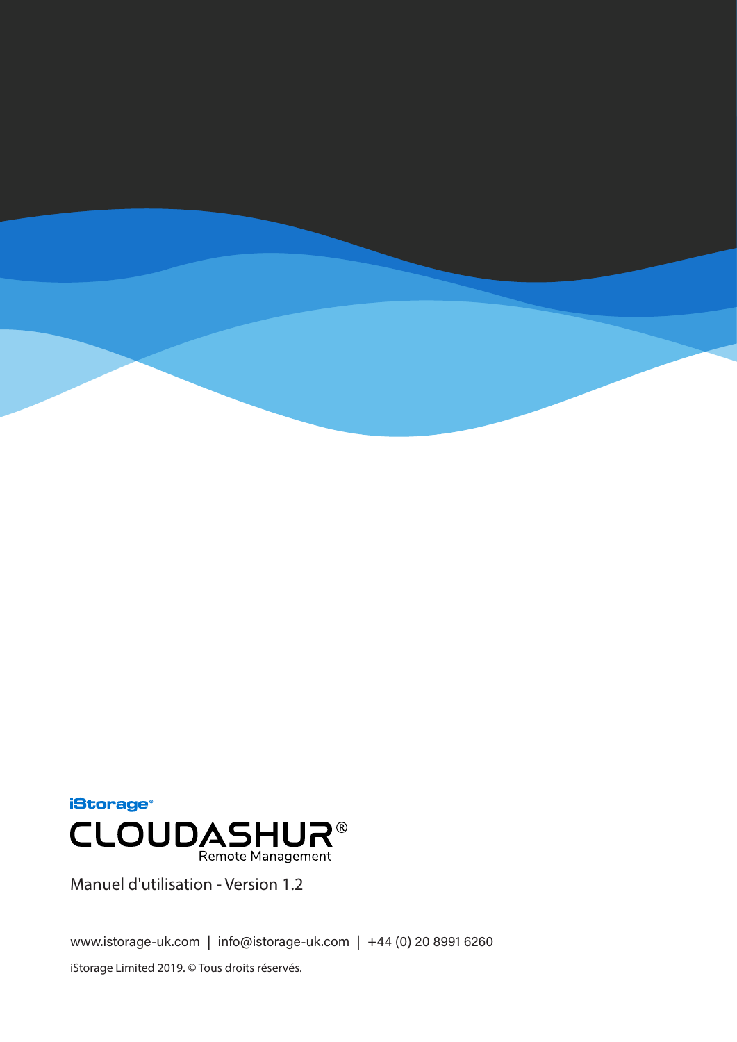iStorage®

CLOUDASHUR®

Remote Management

Manuel d'utilisation - Version 1.2

www.istorage-uk.com | info@istorage-uk.com | +44 (0) 20 8991 6260

iStorage Limited 2019. © Tous droits réservés.